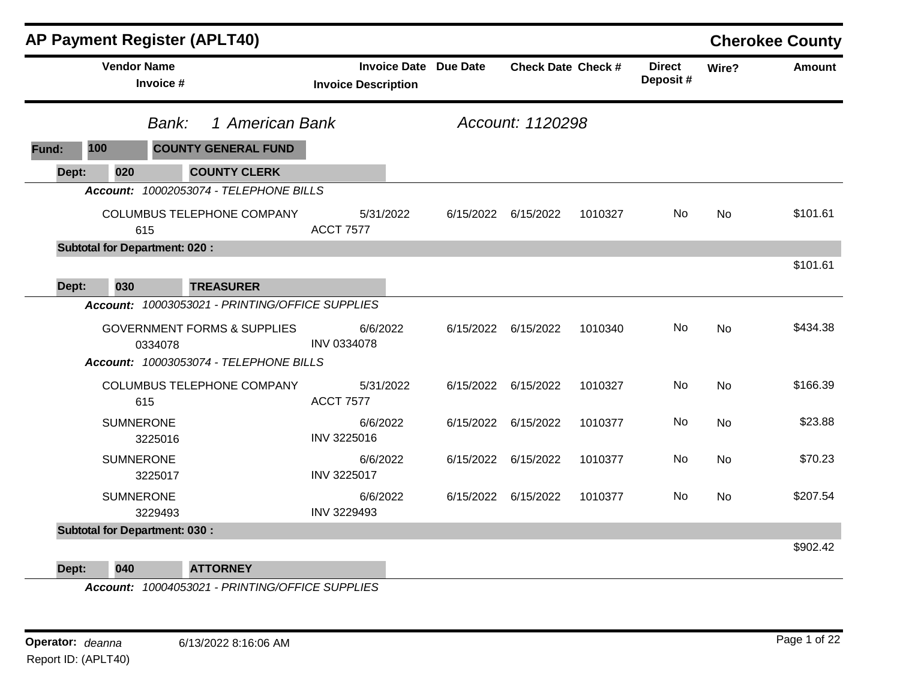# AP Payment Register (APLT40)

**Cherokee County**

| Vendor Name / Invoice # | Invoice Date / Invoice Description | Due Date | Check Date | Check # | Direct Deposit # | Wire? | Amount |
|---|---|---|---|---|---|---|---|

*Bank:* *1 American Bank* — *Account: 1120298*

**Fund: 100 — COUNTY GENERAL FUND**

**Dept: 020 — COUNTY CLERK**

***Account:*** *10002053074 - TELEPHONE BILLS*

| Vendor Name / Invoice # | Invoice Date / Invoice Description | Due Date | Check Date | Check # | Direct Deposit # | Wire? | Amount |
|---|---|---|---|---|---|---|---|
| COLUMBUS TELEPHONE COMPANY<br>615 | 5/31/2022<br>ACCT 7577 | 6/15/2022 | 6/15/2022 | 1010327 | No | No | $101.61 |

**Subtotal for Department: 020 :** $101.61

**Dept: 030 — TREASURER**

***Account:*** *10003053021 - PRINTING/OFFICE SUPPLIES*

| Vendor Name / Invoice # | Invoice Date / Invoice Description | Due Date | Check Date | Check # | Direct Deposit # | Wire? | Amount |
|---|---|---|---|---|---|---|---|
| GOVERNMENT FORMS & SUPPLIES<br>0334078 | 6/6/2022<br>INV 0334078 | 6/15/2022 | 6/15/2022 | 1010340 | No | No | $434.38 |

***Account:*** *10003053074 - TELEPHONE BILLS*

| Vendor Name / Invoice # | Invoice Date / Invoice Description | Due Date | Check Date | Check # | Direct Deposit # | Wire? | Amount |
|---|---|---|---|---|---|---|---|
| COLUMBUS TELEPHONE COMPANY<br>615 | 5/31/2022<br>ACCT 7577 | 6/15/2022 | 6/15/2022 | 1010327 | No | No | $166.39 |
| SUMNERONE<br>3225016 | 6/6/2022<br>INV 3225016 | 6/15/2022 | 6/15/2022 | 1010377 | No | No | $23.88 |
| SUMNERONE<br>3225017 | 6/6/2022<br>INV 3225017 | 6/15/2022 | 6/15/2022 | 1010377 | No | No | $70.23 |
| SUMNERONE<br>3229493 | 6/6/2022<br>INV 3229493 | 6/15/2022 | 6/15/2022 | 1010377 | No | No | $207.54 |

**Subtotal for Department: 030 :** $902.42

**Dept: 040 — ATTORNEY**

***Account:*** *10004053021 - PRINTING/OFFICE SUPPLIES*

**Operator:** *deanna* 6/13/2022 8:16:06 AM

Report ID: (APLT40)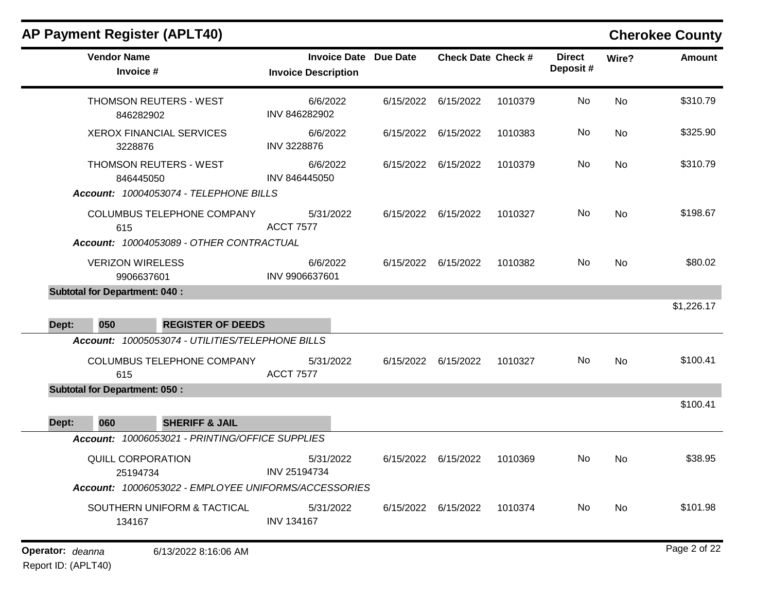# AP Payment Register (APLT40)

## Cherokee County

| Vendor Name / Invoice # | Invoice Date / Invoice Description | Due Date | Check Date | Check # | Direct Deposit # | Wire? | Amount |
|---|---|---|---|---|---|---|---|
| THOMSON REUTERS - WEST 846282902 | 6/6/2022 INV 846282902 | 6/15/2022 | 6/15/2022 | 1010379 | No | No | $310.79 |
| XEROX FINANCIAL SERVICES 3228876 | 6/6/2022 INV 3228876 | 6/15/2022 | 6/15/2022 | 1010383 | No | No | $325.90 |
| THOMSON REUTERS - WEST 846445050 | 6/6/2022 INV 846445050 | 6/15/2022 | 6/15/2022 | 1010379 | No | No | $310.79 |
| ***Account:* 10004053074 - TELEPHONE BILLS** | | | | | | | |
| COLUMBUS TELEPHONE COMPANY 615 | 5/31/2022 ACCT 7577 | 6/15/2022 | 6/15/2022 | 1010327 | No | No | $198.67 |
| ***Account:* 10004053089 - OTHER CONTRACTUAL** | | | | | | | |
| VERIZON WIRELESS 9906637601 | 6/6/2022 INV 9906637601 | 6/15/2022 | 6/15/2022 | 1010382 | No | No | $80.02 |
| **Subtotal for Department: 040 :** | | | | | | | $1,226.17 |
| **Dept: 050 REGISTER OF DEEDS** | | | | | | | |
| ***Account:* 10005053074 - UTILITIES/TELEPHONE BILLS** | | | | | | | |
| COLUMBUS TELEPHONE COMPANY 615 | 5/31/2022 ACCT 7577 | 6/15/2022 | 6/15/2022 | 1010327 | No | No | $100.41 |
| **Subtotal for Department: 050 :** | | | | | | | $100.41 |
| **Dept: 060 SHERIFF & JAIL** | | | | | | | |
| ***Account:* 10006053021 - PRINTING/OFFICE SUPPLIES** | | | | | | | |
| QUILL CORPORATION 25194734 | 5/31/2022 INV 25194734 | 6/15/2022 | 6/15/2022 | 1010369 | No | No | $38.95 |
| ***Account:* 10006053022 - EMPLOYEE UNIFORMS/ACCESSORIES** | | | | | | | |
| SOUTHERN UNIFORM & TACTICAL 134167 | 5/31/2022 INV 134167 | 6/15/2022 | 6/15/2022 | 1010374 | No | No | $101.98 |

Operator: *deanna* 6/13/2022 8:16:06 AM

Report ID: (APLT40)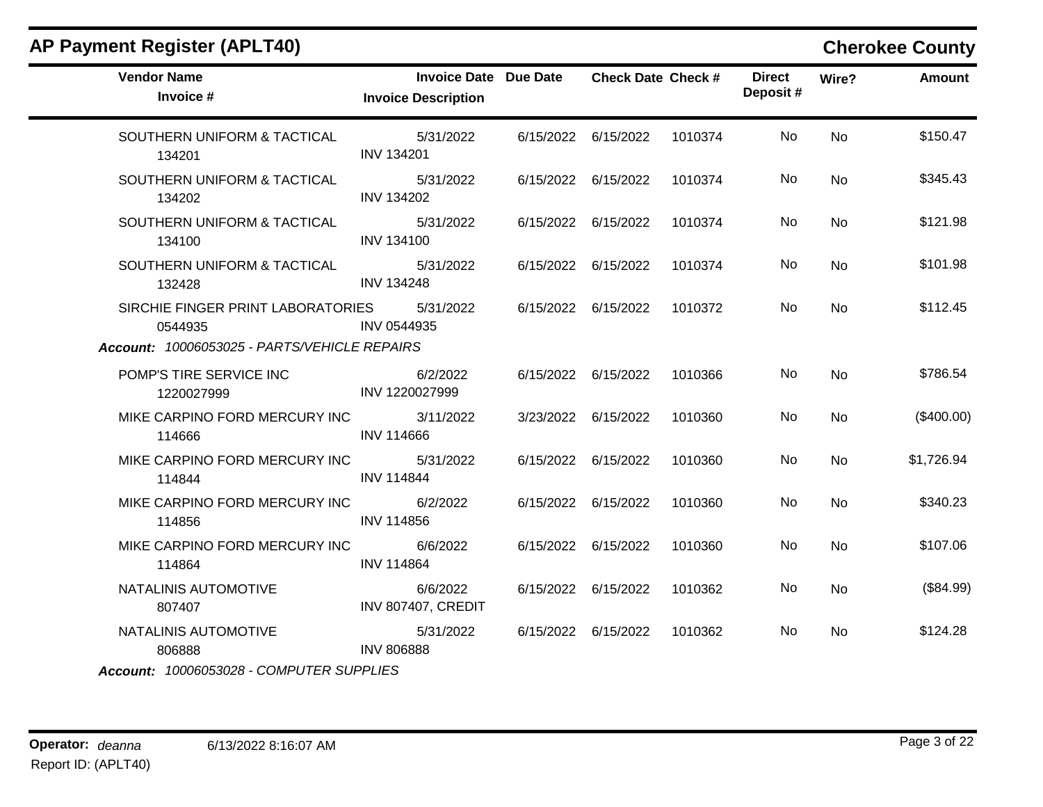## AP Payment Register (APLT40)

## Cherokee County

| Vendor Name / Invoice # | Invoice Date / Invoice Description | Due Date | Check Date | Check # | Direct Deposit # | Wire? | Amount |
|---|---|---|---|---|---|---|---|
| SOUTHERN UNIFORM & TACTICAL 134201 | 5/31/2022 INV 134201 | 6/15/2022 | 6/15/2022 | 1010374 | No | No | $150.47 |
| SOUTHERN UNIFORM & TACTICAL 134202 | 5/31/2022 INV 134202 | 6/15/2022 | 6/15/2022 | 1010374 | No | No | $345.43 |
| SOUTHERN UNIFORM & TACTICAL 134100 | 5/31/2022 INV 134100 | 6/15/2022 | 6/15/2022 | 1010374 | No | No | $121.98 |
| SOUTHERN UNIFORM & TACTICAL 132428 | 5/31/2022 INV 134248 | 6/15/2022 | 6/15/2022 | 1010374 | No | No | $101.98 |
| SIRCHIE FINGER PRINT LABORATORIES 0544935 | 5/31/2022 INV 0544935 | 6/15/2022 | 6/15/2022 | 1010372 | No | No | $112.45 |
| ***Account:** 10006053025 - PARTS/VEHICLE REPAIRS* | | | | | | | |
| POMP'S TIRE SERVICE INC 1220027999 | 6/2/2022 INV 1220027999 | 6/15/2022 | 6/15/2022 | 1010366 | No | No | $786.54 |
| MIKE CARPINO FORD MERCURY INC 114666 | 3/11/2022 INV 114666 | 3/23/2022 | 6/15/2022 | 1010360 | No | No | ($400.00) |
| MIKE CARPINO FORD MERCURY INC 114844 | 5/31/2022 INV 114844 | 6/15/2022 | 6/15/2022 | 1010360 | No | No | $1,726.94 |
| MIKE CARPINO FORD MERCURY INC 114856 | 6/2/2022 INV 114856 | 6/15/2022 | 6/15/2022 | 1010360 | No | No | $340.23 |
| MIKE CARPINO FORD MERCURY INC 114864 | 6/6/2022 INV 114864 | 6/15/2022 | 6/15/2022 | 1010360 | No | No | $107.06 |
| NATALINIS AUTOMOTIVE 807407 | 6/6/2022 INV 807407, CREDIT | 6/15/2022 | 6/15/2022 | 1010362 | No | No | ($84.99) |
| NATALINIS AUTOMOTIVE 806888 | 5/31/2022 INV 806888 | 6/15/2022 | 6/15/2022 | 1010362 | No | No | $124.28 |
| ***Account:** 10006053028 - COMPUTER SUPPLIES* | | | | | | | |

**Operator:** *deanna* 6/13/2022 8:16:07 AM
Report ID: (APLT40)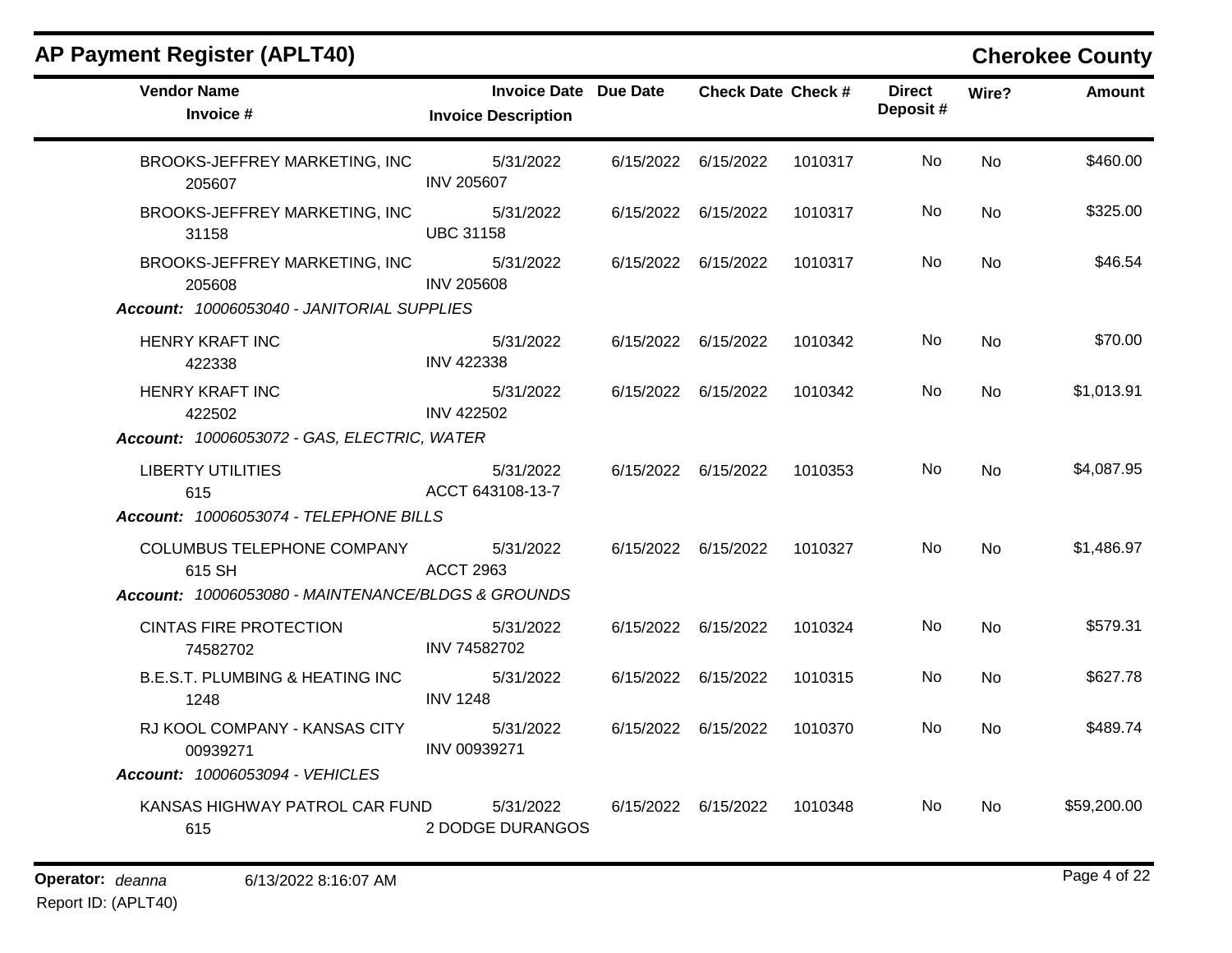## AP Payment Register (APLT40)

**Cherokee County**

| Vendor Name / Invoice # | Invoice Date / Invoice Description | Due Date | Check Date | Check # | Direct Deposit # | Wire? | Amount |
|---|---|---|---|---|---|---|---|
| BROOKS-JEFFREY MARKETING, INC 205607 | 5/31/2022 INV 205607 | 6/15/2022 | 6/15/2022 | 1010317 | No | No | $460.00 |
| BROOKS-JEFFREY MARKETING, INC 31158 | 5/31/2022 UBC 31158 | 6/15/2022 | 6/15/2022 | 1010317 | No | No | $325.00 |
| BROOKS-JEFFREY MARKETING, INC 205608 | 5/31/2022 INV 205608 | 6/15/2022 | 6/15/2022 | 1010317 | No | No | $46.54 |
| ***Account:*** *10006053040 - JANITORIAL SUPPLIES* | | | | | | | |
| HENRY KRAFT INC 422338 | 5/31/2022 INV 422338 | 6/15/2022 | 6/15/2022 | 1010342 | No | No | $70.00 |
| HENRY KRAFT INC 422502 | 5/31/2022 INV 422502 | 6/15/2022 | 6/15/2022 | 1010342 | No | No | $1,013.91 |
| ***Account:*** *10006053072 - GAS, ELECTRIC, WATER* | | | | | | | |
| LIBERTY UTILITIES 615 | 5/31/2022 ACCT 643108-13-7 | 6/15/2022 | 6/15/2022 | 1010353 | No | No | $4,087.95 |
| ***Account:*** *10006053074 - TELEPHONE BILLS* | | | | | | | |
| COLUMBUS TELEPHONE COMPANY 615 SH | 5/31/2022 ACCT 2963 | 6/15/2022 | 6/15/2022 | 1010327 | No | No | $1,486.97 |
| ***Account:*** *10006053080 - MAINTENANCE/BLDGS & GROUNDS* | | | | | | | |
| CINTAS FIRE PROTECTION 74582702 | 5/31/2022 INV 74582702 | 6/15/2022 | 6/15/2022 | 1010324 | No | No | $579.31 |
| B.E.S.T. PLUMBING & HEATING INC 1248 | 5/31/2022 INV 1248 | 6/15/2022 | 6/15/2022 | 1010315 | No | No | $627.78 |
| RJ KOOL COMPANY - KANSAS CITY 00939271 | 5/31/2022 INV 00939271 | 6/15/2022 | 6/15/2022 | 1010370 | No | No | $489.74 |
| ***Account:*** *10006053094 - VEHICLES* | | | | | | | |
| KANSAS HIGHWAY PATROL CAR FUND 615 | 5/31/2022 2 DODGE DURANGOS | 6/15/2022 | 6/15/2022 | 1010348 | No | No | $59,200.00 |

**Operator:** *deanna* 6/13/2022 8:16:07 AM

Report ID: (APLT40)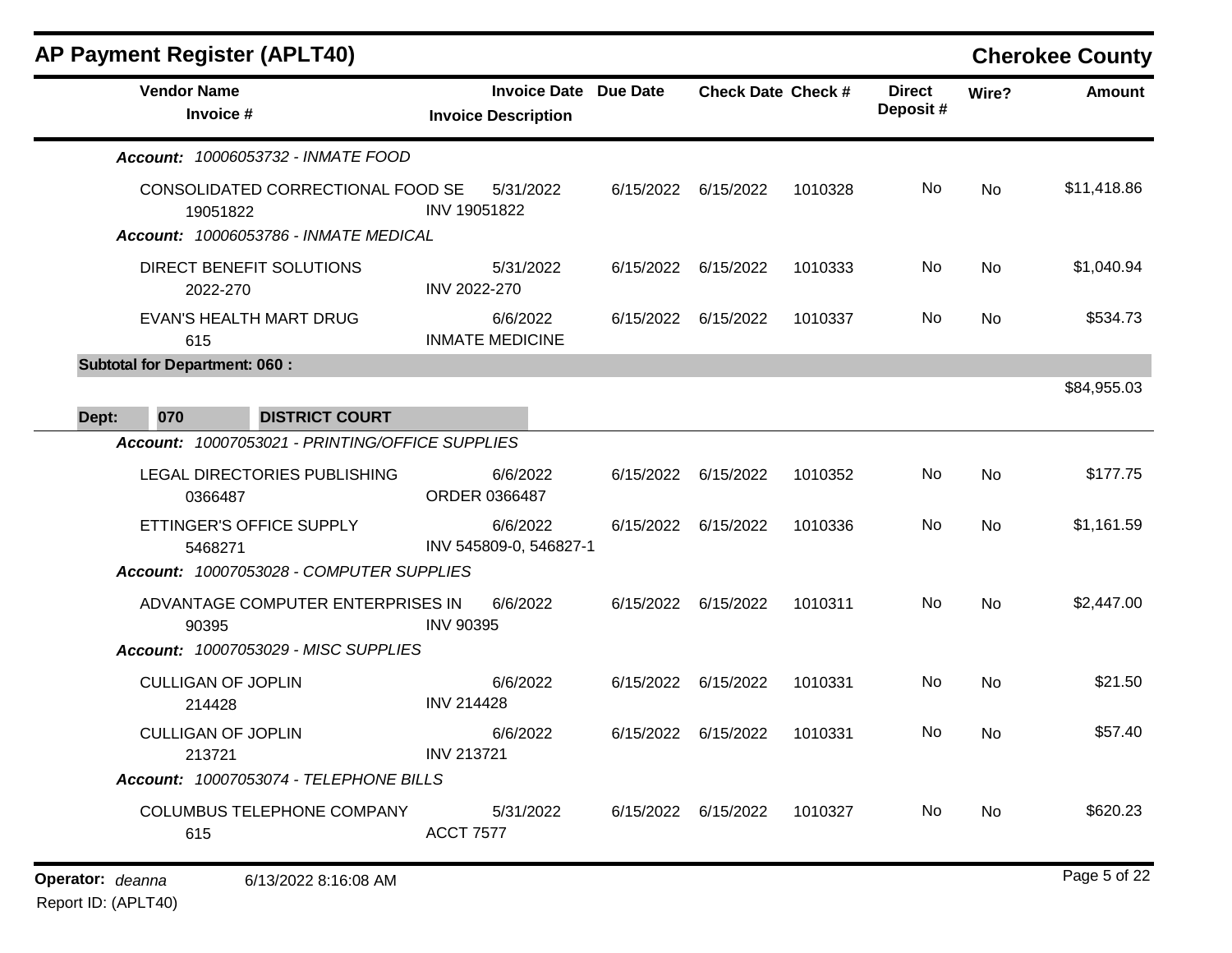## AP Payment Register (APLT40)

**Cherokee County**

| Vendor Name / Invoice # | Invoice Date / Invoice Description | Due Date | Check Date | Check # | Direct Deposit # | Wire? | Amount |
|---|---|---|---|---|---|---|---|
| ***Account: 10006053732 - INMATE FOOD*** | | | | | | | |
| CONSOLIDATED CORRECTIONAL FOOD SE 19051822 | 5/31/2022 INV 19051822 | 6/15/2022 | 6/15/2022 | 1010328 | No | No | $11,418.86 |
| ***Account: 10006053786 - INMATE MEDICAL*** | | | | | | | |
| DIRECT BENEFIT SOLUTIONS 2022-270 | 5/31/2022 INV 2022-270 | 6/15/2022 | 6/15/2022 | 1010333 | No | No | $1,040.94 |
| EVAN'S HEALTH MART DRUG 615 | 6/6/2022 INMATE MEDICINE | 6/15/2022 | 6/15/2022 | 1010337 | No | No | $534.73 |
| **Subtotal for Department: 060 :** | | | | | | | $84,955.03 |
| **Dept: 070 DISTRICT COURT** | | | | | | | |
| ***Account: 10007053021 - PRINTING/OFFICE SUPPLIES*** | | | | | | | |
| LEGAL DIRECTORIES PUBLISHING 0366487 | 6/6/2022 ORDER 0366487 | 6/15/2022 | 6/15/2022 | 1010352 | No | No | $177.75 |
| ETTINGER'S OFFICE SUPPLY 5468271 | 6/6/2022 INV 545809-0, 546827-1 | 6/15/2022 | 6/15/2022 | 1010336 | No | No | $1,161.59 |
| ***Account: 10007053028 - COMPUTER SUPPLIES*** | | | | | | | |
| ADVANTAGE COMPUTER ENTERPRISES IN 90395 | 6/6/2022 INV 90395 | 6/15/2022 | 6/15/2022 | 1010311 | No | No | $2,447.00 |
| ***Account: 10007053029 - MISC SUPPLIES*** | | | | | | | |
| CULLIGAN OF JOPLIN 214428 | 6/6/2022 INV 214428 | 6/15/2022 | 6/15/2022 | 1010331 | No | No | $21.50 |
| CULLIGAN OF JOPLIN 213721 | 6/6/2022 INV 213721 | 6/15/2022 | 6/15/2022 | 1010331 | No | No | $57.40 |
| ***Account: 10007053074 - TELEPHONE BILLS*** | | | | | | | |
| COLUMBUS TELEPHONE COMPANY 615 | 5/31/2022 ACCT 7577 | 6/15/2022 | 6/15/2022 | 1010327 | No | No | $620.23 |

**Operator:** *deanna* 6/13/2022 8:16:08 AM

Report ID: (APLT40)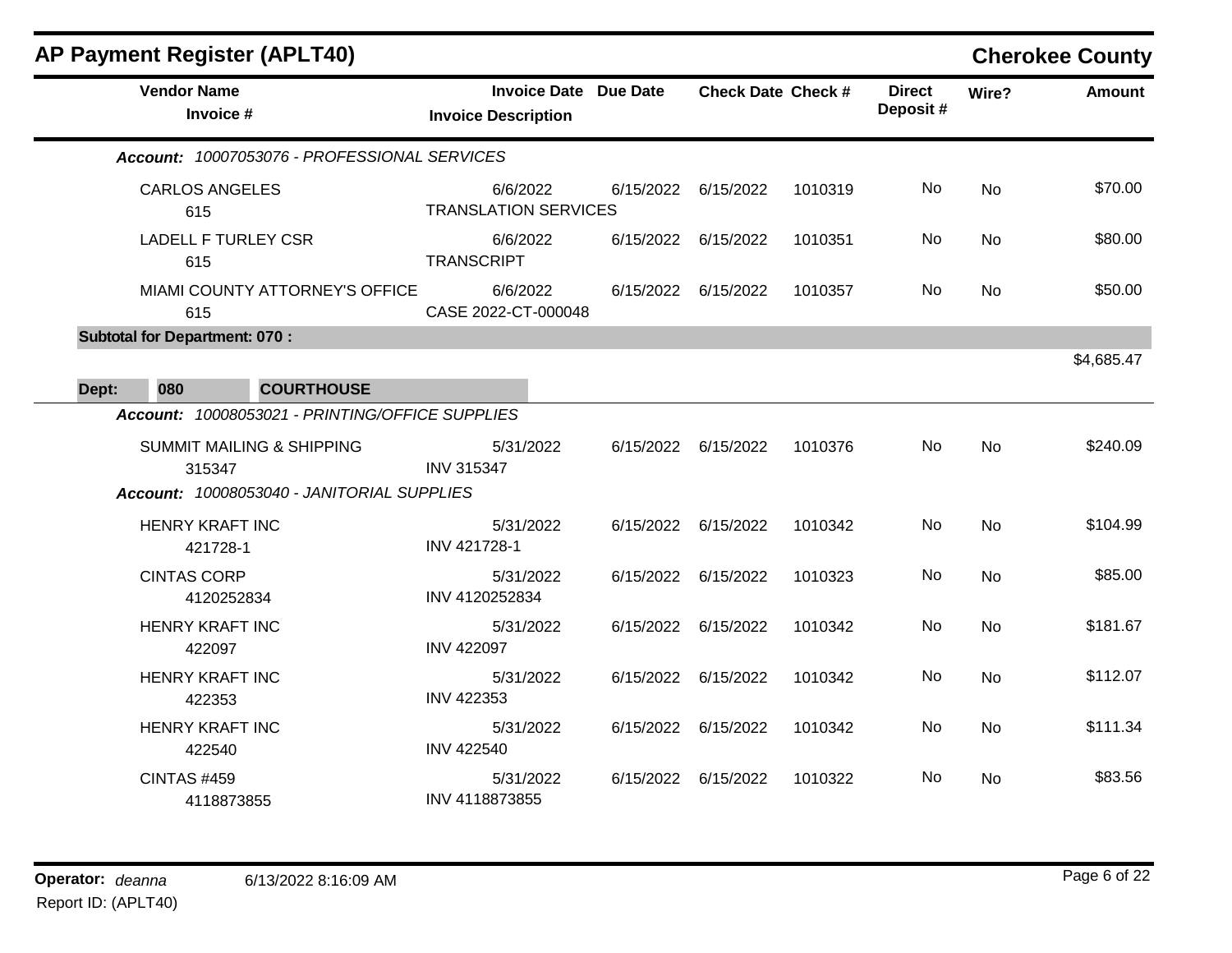## AP Payment Register (APLT40)

**Cherokee County**

| Vendor Name / Invoice # | Invoice Date / Invoice Description | Due Date | Check Date | Check # | Direct Deposit # | Wire? | Amount |
|---|---|---|---|---|---|---|---|
| ***Account: 10007053076 - PROFESSIONAL SERVICES*** | | | | | | | |
| CARLOS ANGELES<br>615 | 6/6/2022<br>TRANSLATION SERVICES | 6/15/2022 | 6/15/2022 | 1010319 | No | No | $70.00 |
| LADELL F TURLEY CSR<br>615 | 6/6/2022<br>TRANSCRIPT | 6/15/2022 | 6/15/2022 | 1010351 | No | No | $80.00 |
| MIAMI COUNTY ATTORNEY'S OFFICE<br>615 | 6/6/2022<br>CASE 2022-CT-000048 | 6/15/2022 | 6/15/2022 | 1010357 | No | No | $50.00 |
| **Subtotal for Department: 070 :** | | | | | | | $4,685.47 |

**Dept: 080 COURTHOUSE**

| Vendor Name / Invoice # | Invoice Date / Invoice Description | Due Date | Check Date | Check # | Direct Deposit # | Wire? | Amount |
|---|---|---|---|---|---|---|---|
| ***Account: 10008053021 - PRINTING/OFFICE SUPPLIES*** | | | | | | | |
| SUMMIT MAILING & SHIPPING<br>315347 | 5/31/2022<br>INV 315347 | 6/15/2022 | 6/15/2022 | 1010376 | No | No | $240.09 |
| ***Account: 10008053040 - JANITORIAL SUPPLIES*** | | | | | | | |
| HENRY KRAFT INC<br>421728-1 | 5/31/2022<br>INV 421728-1 | 6/15/2022 | 6/15/2022 | 1010342 | No | No | $104.99 |
| CINTAS CORP<br>4120252834 | 5/31/2022<br>INV 4120252834 | 6/15/2022 | 6/15/2022 | 1010323 | No | No | $85.00 |
| HENRY KRAFT INC<br>422097 | 5/31/2022<br>INV 422097 | 6/15/2022 | 6/15/2022 | 1010342 | No | No | $181.67 |
| HENRY KRAFT INC<br>422353 | 5/31/2022<br>INV 422353 | 6/15/2022 | 6/15/2022 | 1010342 | No | No | $112.07 |
| HENRY KRAFT INC<br>422540 | 5/31/2022<br>INV 422540 | 6/15/2022 | 6/15/2022 | 1010342 | No | No | $111.34 |
| CINTAS #459<br>4118873855 | 5/31/2022<br>INV 4118873855 | 6/15/2022 | 6/15/2022 | 1010322 | No | No | $83.56 |

**Operator:** *deanna* 6/13/2022 8:16:09 AM

Report ID: (APLT40)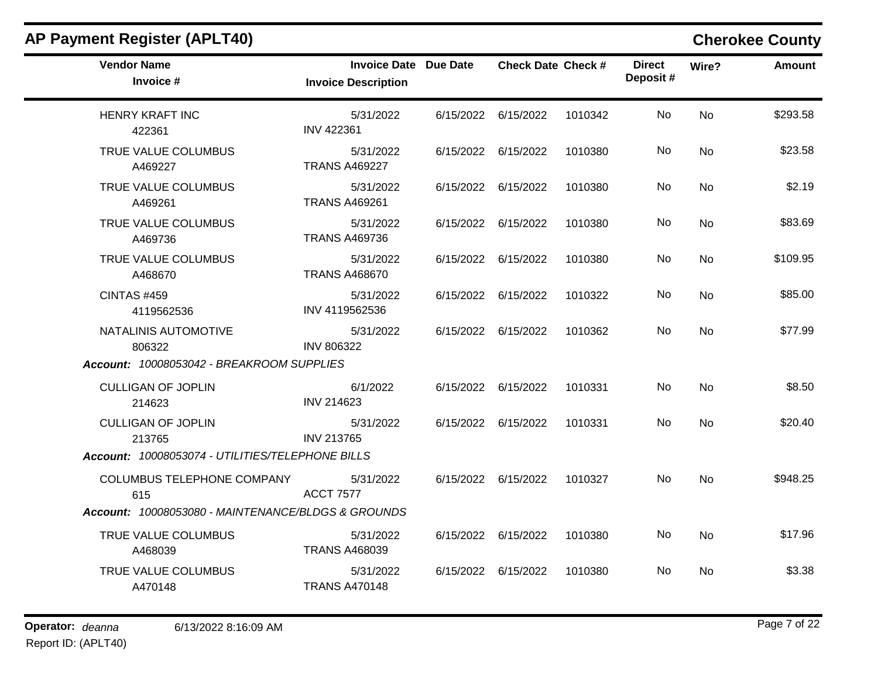# AP Payment Register (APLT40)

## Cherokee County

| Vendor Name / Invoice # | Invoice Date / Invoice Description | Due Date | Check Date | Check # | Direct Deposit # | Wire? | Amount |
|---|---|---|---|---|---|---|---|
| HENRY KRAFT INC<br>422361 | 5/31/2022<br>INV 422361 | 6/15/2022 | 6/15/2022 | 1010342 | No | No | $293.58 |
| TRUE VALUE COLUMBUS<br>A469227 | 5/31/2022<br>TRANS A469227 | 6/15/2022 | 6/15/2022 | 1010380 | No | No | $23.58 |
| TRUE VALUE COLUMBUS<br>A469261 | 5/31/2022<br>TRANS A469261 | 6/15/2022 | 6/15/2022 | 1010380 | No | No | $2.19 |
| TRUE VALUE COLUMBUS<br>A469736 | 5/31/2022<br>TRANS A469736 | 6/15/2022 | 6/15/2022 | 1010380 | No | No | $83.69 |
| TRUE VALUE COLUMBUS<br>A468670 | 5/31/2022<br>TRANS A468670 | 6/15/2022 | 6/15/2022 | 1010380 | No | No | $109.95 |
| CINTAS #459<br>4119562536 | 5/31/2022<br>INV 4119562536 | 6/15/2022 | 6/15/2022 | 1010322 | No | No | $85.00 |
| NATALINIS AUTOMOTIVE<br>806322 | 5/31/2022<br>INV 806322 | 6/15/2022 | 6/15/2022 | 1010362 | No | No | $77.99 |
| ***Account:** 10008053042 - BREAKROOM SUPPLIES* | | | | | | | |
| CULLIGAN OF JOPLIN<br>214623 | 6/1/2022<br>INV 214623 | 6/15/2022 | 6/15/2022 | 1010331 | No | No | $8.50 |
| CULLIGAN OF JOPLIN<br>213765 | 5/31/2022<br>INV 213765 | 6/15/2022 | 6/15/2022 | 1010331 | No | No | $20.40 |
| ***Account:** 10008053074 - UTILITIES/TELEPHONE BILLS* | | | | | | | |
| COLUMBUS TELEPHONE COMPANY<br>615 | 5/31/2022<br>ACCT 7577 | 6/15/2022 | 6/15/2022 | 1010327 | No | No | $948.25 |
| ***Account:** 10008053080 - MAINTENANCE/BLDGS & GROUNDS* | | | | | | | |
| TRUE VALUE COLUMBUS<br>A468039 | 5/31/2022<br>TRANS A468039 | 6/15/2022 | 6/15/2022 | 1010380 | No | No | $17.96 |
| TRUE VALUE COLUMBUS<br>A470148 | 5/31/2022<br>TRANS A470148 | 6/15/2022 | 6/15/2022 | 1010380 | No | No | $3.38 |

**Operator:** *deanna* 6/13/2022 8:16:09 AM

Report ID: (APLT40)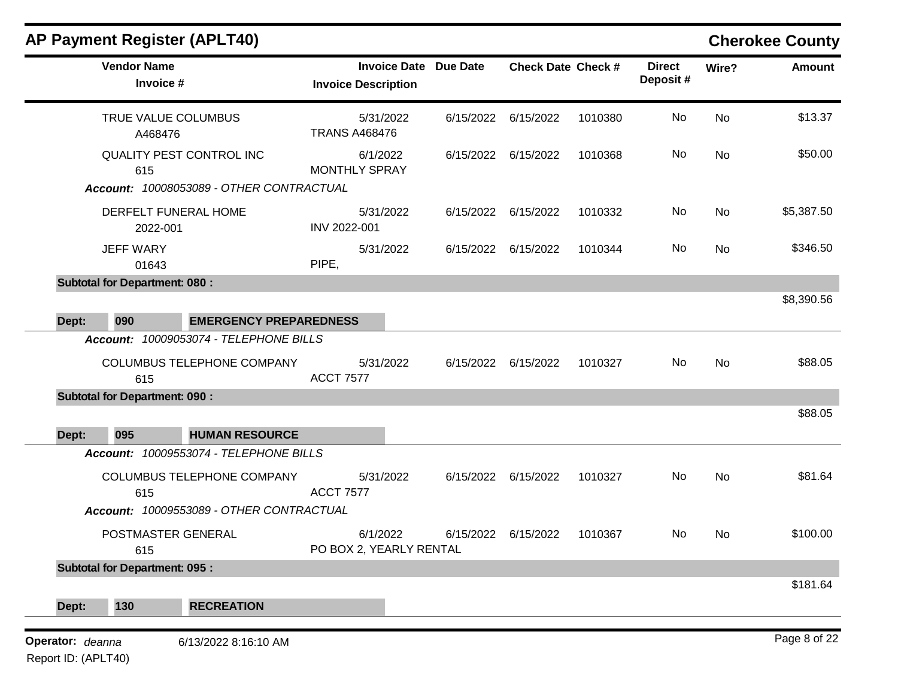## AP Payment Register (APLT40)

**Cherokee County**

| Vendor Name / Invoice # | Invoice Date / Invoice Description | Due Date | Check Date | Check # | Direct Deposit # | Wire? | Amount |
|---|---|---|---|---|---|---|---|
| TRUE VALUE COLUMBUS<br>A468476 | 5/31/2022<br>TRANS A468476 | 6/15/2022 | 6/15/2022 | 1010380 | No | No | $13.37 |
| QUALITY PEST CONTROL INC<br>615 | 6/1/2022<br>MONTHLY SPRAY | 6/15/2022 | 6/15/2022 | 1010368 | No | No | $50.00 |
| ***Account:*** *10008053089 - OTHER CONTRACTUAL* | | | | | | | |
| DERFELT FUNERAL HOME<br>2022-001 | 5/31/2022<br>INV 2022-001 | 6/15/2022 | 6/15/2022 | 1010332 | No | No | $5,387.50 |
| JEFF WARY<br>01643 | 5/31/2022<br>PIPE, | 6/15/2022 | 6/15/2022 | 1010344 | No | No | $346.50 |
| **Subtotal for Department: 080 :** | | | | | | | $8,390.56 |
| **Dept: 090 EMERGENCY PREPAREDNESS** | | | | | | | |
| ***Account:*** *10009053074 - TELEPHONE BILLS* | | | | | | | |
| COLUMBUS TELEPHONE COMPANY<br>615 | 5/31/2022<br>ACCT 7577 | 6/15/2022 | 6/15/2022 | 1010327 | No | No | $88.05 |
| **Subtotal for Department: 090 :** | | | | | | | $88.05 |
| **Dept: 095 HUMAN RESOURCE** | | | | | | | |
| ***Account:*** *10009553074 - TELEPHONE BILLS* | | | | | | | |
| COLUMBUS TELEPHONE COMPANY<br>615 | 5/31/2022<br>ACCT 7577 | 6/15/2022 | 6/15/2022 | 1010327 | No | No | $81.64 |
| ***Account:*** *10009553089 - OTHER CONTRACTUAL* | | | | | | | |
| POSTMASTER GENERAL<br>615 | 6/1/2022<br>PO BOX 2, YEARLY RENTAL | 6/15/2022 | 6/15/2022 | 1010367 | No | No | $100.00 |
| **Subtotal for Department: 095 :** | | | | | | | $181.64 |
| **Dept: 130 RECREATION** | | | | | | | |

**Operator:** *deanna* 6/13/2022 8:16:10 AM

Report ID: (APLT40)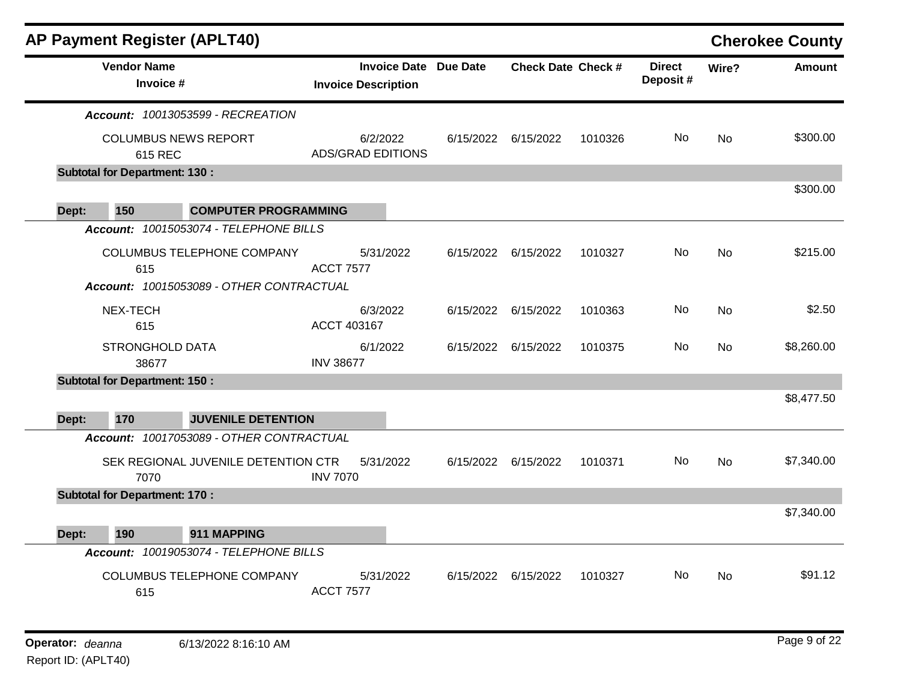## AP Payment Register (APLT40)

**Cherokee County**

| Vendor Name / Invoice # | Invoice Date / Invoice Description | Due Date | Check Date | Check # | Direct Deposit # | Wire? | Amount |
|---|---|---|---|---|---|---|---|
| ***Account: 10013053599 - RECREATION*** | | | | | | | |
| COLUMBUS NEWS REPORT<br>615 REC | 6/2/2022<br>ADS/GRAD EDITIONS | 6/15/2022 | 6/15/2022 | 1010326 | No | No | $300.00 |
| **Subtotal for Department: 130 :** | | | | | | | $300.00 |
| **Dept: 150 COMPUTER PROGRAMMING** | | | | | | | |
| ***Account: 10015053074 - TELEPHONE BILLS*** | | | | | | | |
| COLUMBUS TELEPHONE COMPANY<br>615 | 5/31/2022<br>ACCT 7577 | 6/15/2022 | 6/15/2022 | 1010327 | No | No | $215.00 |
| ***Account: 10015053089 - OTHER CONTRACTUAL*** | | | | | | | |
| NEX-TECH<br>615 | 6/3/2022<br>ACCT 403167 | 6/15/2022 | 6/15/2022 | 1010363 | No | No | $2.50 |
| STRONGHOLD DATA<br>38677 | 6/1/2022<br>INV 38677 | 6/15/2022 | 6/15/2022 | 1010375 | No | No | $8,260.00 |
| **Subtotal for Department: 150 :** | | | | | | | $8,477.50 |
| **Dept: 170 JUVENILE DETENTION** | | | | | | | |
| ***Account: 10017053089 - OTHER CONTRACTUAL*** | | | | | | | |
| SEK REGIONAL JUVENILE DETENTION CTR<br>7070 | 5/31/2022<br>INV 7070 | 6/15/2022 | 6/15/2022 | 1010371 | No | No | $7,340.00 |
| **Subtotal for Department: 170 :** | | | | | | | $7,340.00 |
| **Dept: 190 911 MAPPING** | | | | | | | |
| ***Account: 10019053074 - TELEPHONE BILLS*** | | | | | | | |
| COLUMBUS TELEPHONE COMPANY<br>615 | 5/31/2022<br>ACCT 7577 | 6/15/2022 | 6/15/2022 | 1010327 | No | No | $91.12 |

**Operator:** *deanna* 6/13/2022 8:16:10 AM

Report ID: (APLT40)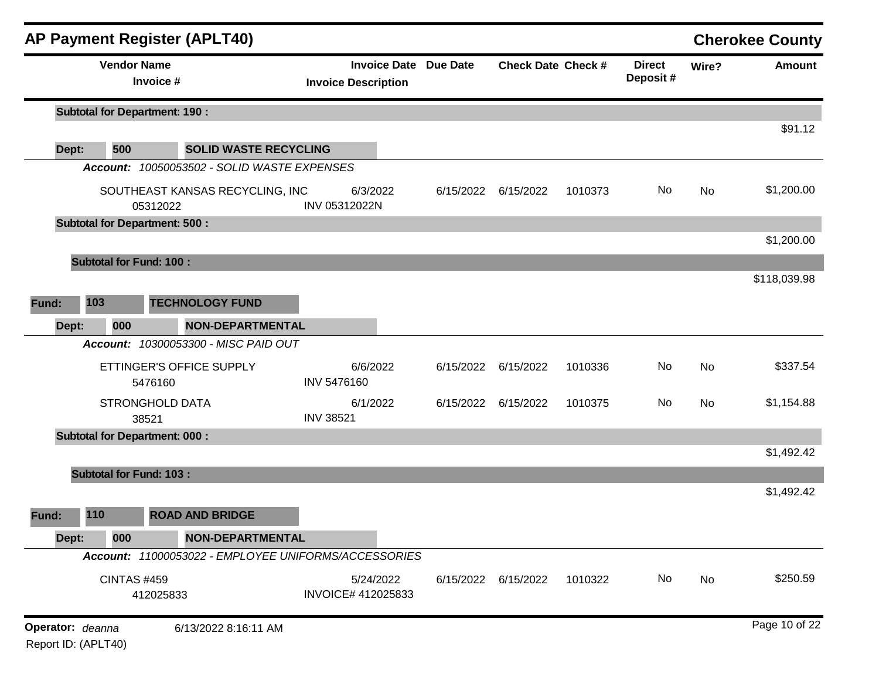## AP Payment Register (APLT40)

**Cherokee County**

| Vendor Name / Invoice # | Invoice Date / Invoice Description | Due Date | Check Date | Check # | Direct Deposit # | Wire? | Amount |
|---|---|---|---|---|---|---|---|
| **Subtotal for Department: 190 :** | | | | | | | $91.12 |
| **Dept: 500 SOLID WASTE RECYCLING** | | | | | | | |
| ***Account: 10050053502 - SOLID WASTE EXPENSES*** | | | | | | | |
| SOUTHEAST KANSAS RECYCLING, INC<br>05312022 | 6/3/2022<br>INV 05312022N | 6/15/2022 | 6/15/2022 | 1010373 | No | No | $1,200.00 |
| **Subtotal for Department: 500 :** | | | | | | | $1,200.00 |
| **Subtotal for Fund: 100 :** | | | | | | | $118,039.98 |
| **Fund: 103 TECHNOLOGY FUND** | | | | | | | |
| **Dept: 000 NON-DEPARTMENTAL** | | | | | | | |
| ***Account: 10300053300 - MISC PAID OUT*** | | | | | | | |
| ETTINGER'S OFFICE SUPPLY<br>5476160 | 6/6/2022<br>INV 5476160 | 6/15/2022 | 6/15/2022 | 1010336 | No | No | $337.54 |
| STRONGHOLD DATA<br>38521 | 6/1/2022<br>INV 38521 | 6/15/2022 | 6/15/2022 | 1010375 | No | No | $1,154.88 |
| **Subtotal for Department: 000 :** | | | | | | | $1,492.42 |
| **Subtotal for Fund: 103 :** | | | | | | | $1,492.42 |
| **Fund: 110 ROAD AND BRIDGE** | | | | | | | |
| **Dept: 000 NON-DEPARTMENTAL** | | | | | | | |
| ***Account: 11000053022 - EMPLOYEE UNIFORMS/ACCESSORIES*** | | | | | | | |
| CINTAS #459<br>412025833 | 5/24/2022<br>INVOICE# 412025833 | 6/15/2022 | 6/15/2022 | 1010322 | No | No | $250.59 |

**Operator:** *deanna* 6/13/2022 8:16:11 AM

Report ID: (APLT40)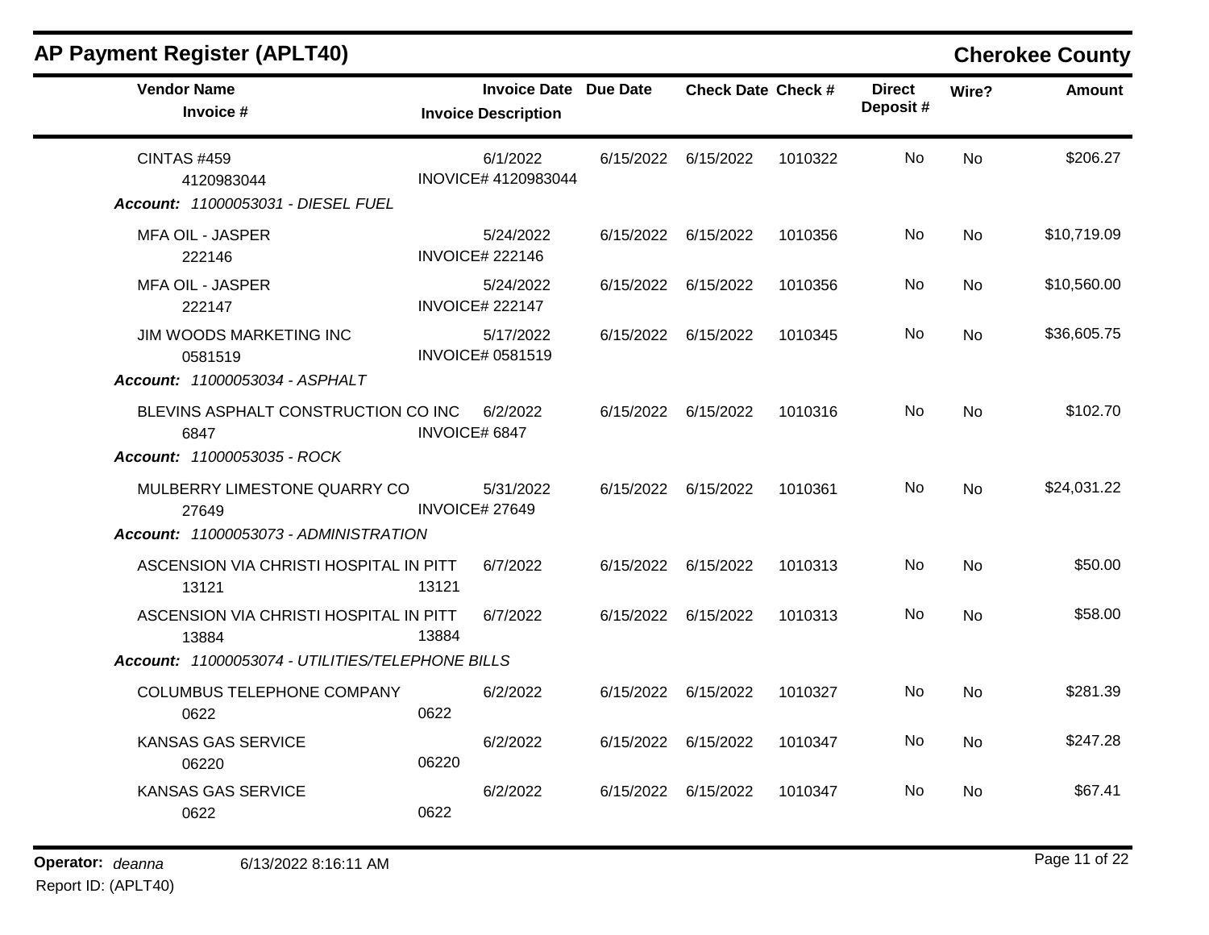## AP Payment Register (APLT40)

**Cherokee County**

| Vendor Name / Invoice # | Invoice Date / Invoice Description | Due Date | Check Date | Check # | Direct Deposit # | Wire? | Amount |
|---|---|---|---|---|---|---|---|
| CINTAS #459<br>4120983044 | 6/1/2022<br>INOVICE# 4120983044 | 6/15/2022 | 6/15/2022 | 1010322 | No | No | $206.27 |
| ***Account: 11000053031 - DIESEL FUEL*** | | | | | | | |
| MFA OIL - JASPER<br>222146 | 5/24/2022<br>INVOICE# 222146 | 6/15/2022 | 6/15/2022 | 1010356 | No | No | $10,719.09 |
| MFA OIL - JASPER<br>222147 | 5/24/2022<br>INVOICE# 222147 | 6/15/2022 | 6/15/2022 | 1010356 | No | No | $10,560.00 |
| JIM WOODS MARKETING INC<br>0581519 | 5/17/2022<br>INVOICE# 0581519 | 6/15/2022 | 6/15/2022 | 1010345 | No | No | $36,605.75 |
| ***Account: 11000053034 - ASPHALT*** | | | | | | | |
| BLEVINS ASPHALT CONSTRUCTION CO INC<br>6847 | 6/2/2022<br>INVOICE# 6847 | 6/15/2022 | 6/15/2022 | 1010316 | No | No | $102.70 |
| ***Account: 11000053035 - ROCK*** | | | | | | | |
| MULBERRY LIMESTONE QUARRY CO<br>27649 | 5/31/2022<br>INVOICE# 27649 | 6/15/2022 | 6/15/2022 | 1010361 | No | No | $24,031.22 |
| ***Account: 11000053073 - ADMINISTRATION*** | | | | | | | |
| ASCENSION VIA CHRISTI HOSPITAL IN PITT<br>13121 | 6/7/2022<br>13121 | 6/15/2022 | 6/15/2022 | 1010313 | No | No | $50.00 |
| ASCENSION VIA CHRISTI HOSPITAL IN PITT<br>13884 | 6/7/2022<br>13884 | 6/15/2022 | 6/15/2022 | 1010313 | No | No | $58.00 |
| ***Account: 11000053074 - UTILITIES/TELEPHONE BILLS*** | | | | | | | |
| COLUMBUS TELEPHONE COMPANY<br>0622 | 6/2/2022<br>0622 | 6/15/2022 | 6/15/2022 | 1010327 | No | No | $281.39 |
| KANSAS GAS SERVICE<br>06220 | 6/2/2022<br>06220 | 6/15/2022 | 6/15/2022 | 1010347 | No | No | $247.28 |
| KANSAS GAS SERVICE<br>0622 | 6/2/2022<br>0622 | 6/15/2022 | 6/15/2022 | 1010347 | No | No | $67.41 |

**Operator:** *deanna* 6/13/2022 8:16:11 AM

Report ID: (APLT40)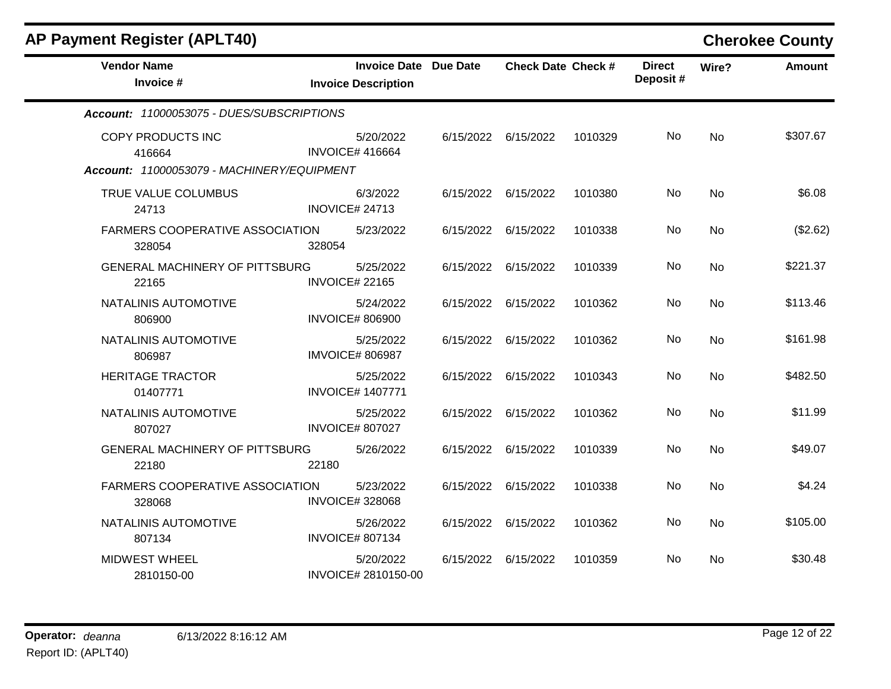## AP Payment Register (APLT40)

**Cherokee County**

| Vendor Name / Invoice # | Invoice Date / Invoice Description | Due Date | Check Date | Check # | Direct Deposit # | Wire? | Amount |
|---|---|---|---|---|---|---|---|
| ***Account: 11000053075 - DUES/SUBSCRIPTIONS*** | | | | | | | |
| COPY PRODUCTS INC<br>416664 | 5/20/2022<br>INVOICE# 416664 | 6/15/2022 | 6/15/2022 | 1010329 | No | No | $307.67 |
| ***Account: 11000053079 - MACHINERY/EQUIPMENT*** | | | | | | | |
| TRUE VALUE COLUMBUS<br>24713 | 6/3/2022<br>INOVICE# 24713 | 6/15/2022 | 6/15/2022 | 1010380 | No | No | $6.08 |
| FARMERS COOPERATIVE ASSOCIATION<br>328054 | 5/23/2022<br>328054 | 6/15/2022 | 6/15/2022 | 1010338 | No | No | ($2.62) |
| GENERAL MACHINERY OF PITTSBURG<br>22165 | 5/25/2022<br>INVOICE# 22165 | 6/15/2022 | 6/15/2022 | 1010339 | No | No | $221.37 |
| NATALINIS AUTOMOTIVE<br>806900 | 5/24/2022<br>INVOICE# 806900 | 6/15/2022 | 6/15/2022 | 1010362 | No | No | $113.46 |
| NATALINIS AUTOMOTIVE<br>806987 | 5/25/2022<br>IMVOICE# 806987 | 6/15/2022 | 6/15/2022 | 1010362 | No | No | $161.98 |
| HERITAGE TRACTOR<br>01407771 | 5/25/2022<br>INVOICE# 1407771 | 6/15/2022 | 6/15/2022 | 1010343 | No | No | $482.50 |
| NATALINIS AUTOMOTIVE<br>807027 | 5/25/2022<br>INVOICE# 807027 | 6/15/2022 | 6/15/2022 | 1010362 | No | No | $11.99 |
| GENERAL MACHINERY OF PITTSBURG<br>22180 | 5/26/2022<br>22180 | 6/15/2022 | 6/15/2022 | 1010339 | No | No | $49.07 |
| FARMERS COOPERATIVE ASSOCIATION<br>328068 | 5/23/2022<br>INVOICE# 328068 | 6/15/2022 | 6/15/2022 | 1010338 | No | No | $4.24 |
| NATALINIS AUTOMOTIVE<br>807134 | 5/26/2022<br>INVOICE# 807134 | 6/15/2022 | 6/15/2022 | 1010362 | No | No | $105.00 |
| MIDWEST WHEEL<br>2810150-00 | 5/20/2022<br>INVOICE# 2810150-00 | 6/15/2022 | 6/15/2022 | 1010359 | No | No | $30.48 |

**Operator:** *deanna* 6/13/2022 8:16:12 AM
Report ID: (APLT40)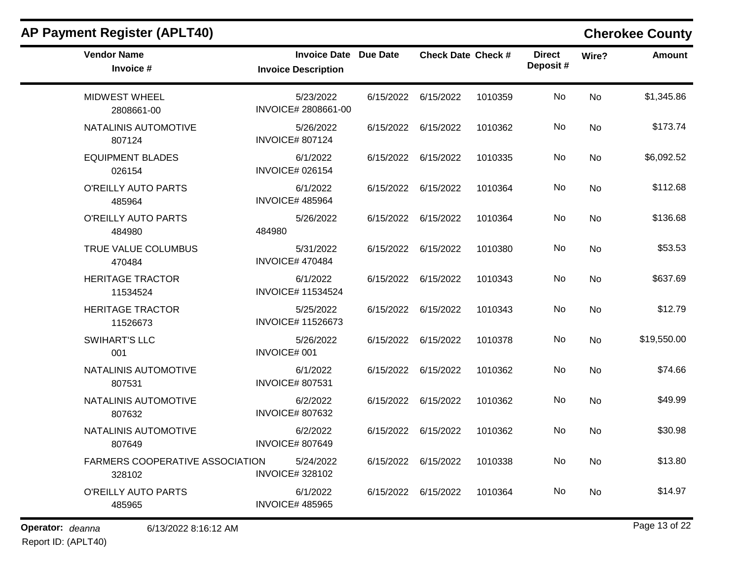# AP Payment Register (APLT40)

## Cherokee County

| Vendor Name / Invoice # | Invoice Date / Invoice Description | Due Date | Check Date | Check # | Direct Deposit # | Wire? | Amount |
|---|---|---|---|---|---|---|---|
| MIDWEST WHEEL<br>2808661-00 | 5/23/2022<br>INVOICE# 2808661-00 | 6/15/2022 | 6/15/2022 | 1010359 | No | No | $1,345.86 |
| NATALINIS AUTOMOTIVE<br>807124 | 5/26/2022<br>INVOICE# 807124 | 6/15/2022 | 6/15/2022 | 1010362 | No | No | $173.74 |
| EQUIPMENT BLADES<br>026154 | 6/1/2022<br>INVOICE# 026154 | 6/15/2022 | 6/15/2022 | 1010335 | No | No | $6,092.52 |
| O'REILLY AUTO PARTS<br>485964 | 6/1/2022<br>INVOICE# 485964 | 6/15/2022 | 6/15/2022 | 1010364 | No | No | $112.68 |
| O'REILLY AUTO PARTS<br>484980 | 5/26/2022<br>484980 | 6/15/2022 | 6/15/2022 | 1010364 | No | No | $136.68 |
| TRUE VALUE COLUMBUS<br>470484 | 5/31/2022<br>INVOICE# 470484 | 6/15/2022 | 6/15/2022 | 1010380 | No | No | $53.53 |
| HERITAGE TRACTOR<br>11534524 | 6/1/2022<br>INVOICE# 11534524 | 6/15/2022 | 6/15/2022 | 1010343 | No | No | $637.69 |
| HERITAGE TRACTOR<br>11526673 | 5/25/2022<br>INVOICE# 11526673 | 6/15/2022 | 6/15/2022 | 1010343 | No | No | $12.79 |
| SWIHART'S LLC<br>001 | 5/26/2022<br>INVOICE# 001 | 6/15/2022 | 6/15/2022 | 1010378 | No | No | $19,550.00 |
| NATALINIS AUTOMOTIVE<br>807531 | 6/1/2022<br>INVOICE# 807531 | 6/15/2022 | 6/15/2022 | 1010362 | No | No | $74.66 |
| NATALINIS AUTOMOTIVE<br>807632 | 6/2/2022<br>INVOICE# 807632 | 6/15/2022 | 6/15/2022 | 1010362 | No | No | $49.99 |
| NATALINIS AUTOMOTIVE<br>807649 | 6/2/2022<br>INVOICE# 807649 | 6/15/2022 | 6/15/2022 | 1010362 | No | No | $30.98 |
| FARMERS COOPERATIVE ASSOCIATION<br>328102 | 5/24/2022<br>INVOICE# 328102 | 6/15/2022 | 6/15/2022 | 1010338 | No | No | $13.80 |
| O'REILLY AUTO PARTS<br>485965 | 6/1/2022<br>INVOICE# 485965 | 6/15/2022 | 6/15/2022 | 1010364 | No | No | $14.97 |

**Operator:** *deanna* 6/13/2022 8:16:12 AM

Report ID: (APLT40)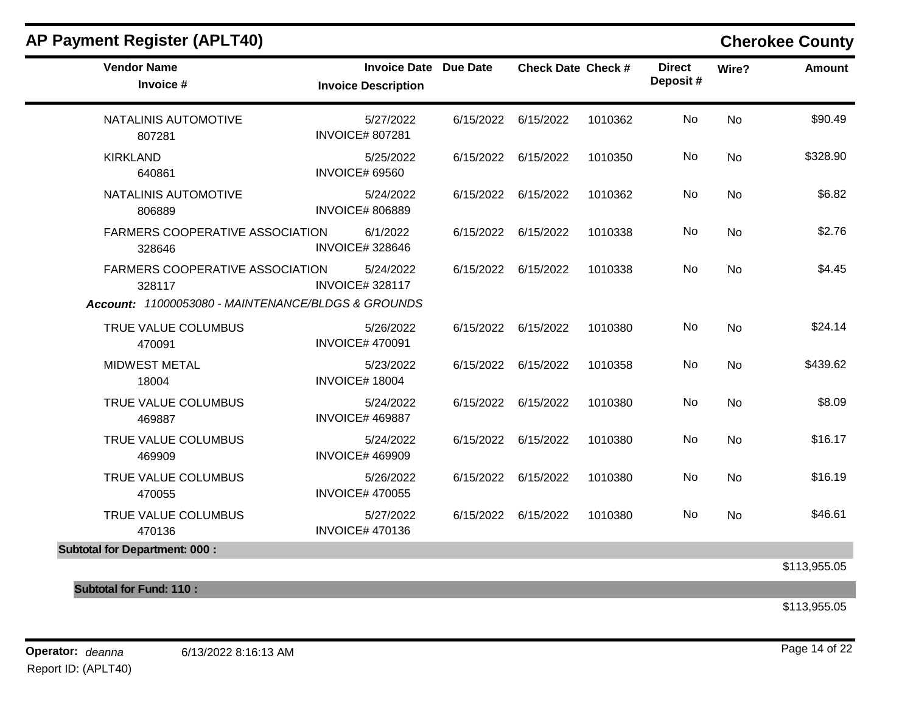# AP Payment Register (APLT40)

## Cherokee County

| Vendor Name / Invoice # | Invoice Date / Invoice Description | Due Date | Check Date | Check # | Direct Deposit # | Wire? | Amount |
|---|---|---|---|---|---|---|---|
| NATALINIS AUTOMOTIVE<br>807281 | 5/27/2022<br>INVOICE# 807281 | 6/15/2022 | 6/15/2022 | 1010362 | No | No | $90.49 |
| KIRKLAND<br>640861 | 5/25/2022<br>INVOICE# 69560 | 6/15/2022 | 6/15/2022 | 1010350 | No | No | $328.90 |
| NATALINIS AUTOMOTIVE<br>806889 | 5/24/2022<br>INVOICE# 806889 | 6/15/2022 | 6/15/2022 | 1010362 | No | No | $6.82 |
| FARMERS COOPERATIVE ASSOCIATION<br>328646 | 6/1/2022<br>INVOICE# 328646 | 6/15/2022 | 6/15/2022 | 1010338 | No | No | $2.76 |
| FARMERS COOPERATIVE ASSOCIATION<br>328117 | 5/24/2022<br>INVOICE# 328117 | 6/15/2022 | 6/15/2022 | 1010338 | No | No | $4.45 |
| ***Account:*** *11000053080 - MAINTENANCE/BLDGS & GROUNDS* | | | | | | | |
| TRUE VALUE COLUMBUS<br>470091 | 5/26/2022<br>INVOICE# 470091 | 6/15/2022 | 6/15/2022 | 1010380 | No | No | $24.14 |
| MIDWEST METAL<br>18004 | 5/23/2022<br>INVOICE# 18004 | 6/15/2022 | 6/15/2022 | 1010358 | No | No | $439.62 |
| TRUE VALUE COLUMBUS<br>469887 | 5/24/2022<br>INVOICE# 469887 | 6/15/2022 | 6/15/2022 | 1010380 | No | No | $8.09 |
| TRUE VALUE COLUMBUS<br>469909 | 5/24/2022<br>INVOICE# 469909 | 6/15/2022 | 6/15/2022 | 1010380 | No | No | $16.17 |
| TRUE VALUE COLUMBUS<br>470055 | 5/26/2022<br>INVOICE# 470055 | 6/15/2022 | 6/15/2022 | 1010380 | No | No | $16.19 |
| TRUE VALUE COLUMBUS<br>470136 | 5/27/2022<br>INVOICE# 470136 | 6/15/2022 | 6/15/2022 | 1010380 | No | No | $46.61 |
| **Subtotal for Department: 000 :** | | | | | | | $113,955.05 |
| **Subtotal for Fund: 110 :** | | | | | | | $113,955.05 |

**Operator:** *deanna* 6/13/2022 8:16:13 AM

Report ID: (APLT40)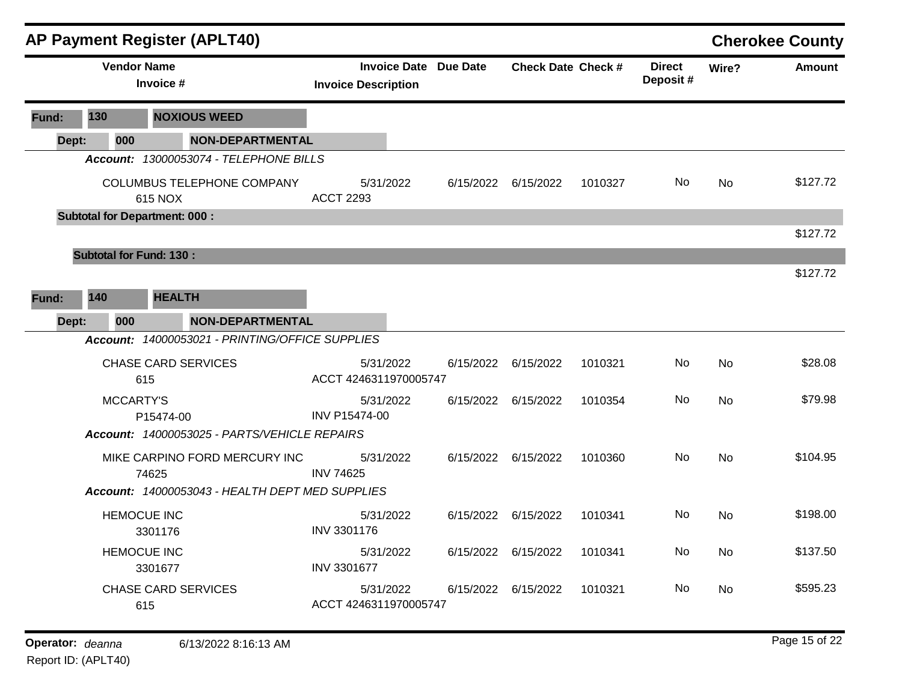## AP Payment Register (APLT40)

**Cherokee County**

| Vendor Name / Invoice # | Invoice Date / Invoice Description | Due Date | Check Date | Check # | Direct Deposit # | Wire? | Amount |
|---|---|---|---|---|---|---|---|
| **Fund: 130 NOXIOUS WEED** | | | | | | | |
| **Dept: 000 NON-DEPARTMENTAL** | | | | | | | |
| ***Account: 13000053074 - TELEPHONE BILLS*** | | | | | | | |
| COLUMBUS TELEPHONE COMPANY<br>615 NOX | 5/31/2022<br>ACCT 2293 | 6/15/2022 | 6/15/2022 | 1010327 | No | No | $127.72 |
| **Subtotal for Department: 000 :** | | | | | | | $127.72 |
| **Subtotal for Fund: 130 :** | | | | | | | $127.72 |
| **Fund: 140 HEALTH** | | | | | | | |
| **Dept: 000 NON-DEPARTMENTAL** | | | | | | | |
| ***Account: 14000053021 - PRINTING/OFFICE SUPPLIES*** | | | | | | | |
| CHASE CARD SERVICES<br>615 | 5/31/2022<br>ACCT 4246311970005747 | 6/15/2022 | 6/15/2022 | 1010321 | No | No | $28.08 |
| MCCARTY'S<br>P15474-00 | 5/31/2022<br>INV P15474-00 | 6/15/2022 | 6/15/2022 | 1010354 | No | No | $79.98 |
| ***Account: 14000053025 - PARTS/VEHICLE REPAIRS*** | | | | | | | |
| MIKE CARPINO FORD MERCURY INC<br>74625 | 5/31/2022<br>INV 74625 | 6/15/2022 | 6/15/2022 | 1010360 | No | No | $104.95 |
| ***Account: 14000053043 - HEALTH DEPT MED SUPPLIES*** | | | | | | | |
| HEMOCUE INC<br>3301176 | 5/31/2022<br>INV 3301176 | 6/15/2022 | 6/15/2022 | 1010341 | No | No | $198.00 |
| HEMOCUE INC<br>3301677 | 5/31/2022<br>INV 3301677 | 6/15/2022 | 6/15/2022 | 1010341 | No | No | $137.50 |
| CHASE CARD SERVICES<br>615 | 5/31/2022<br>ACCT 4246311970005747 | 6/15/2022 | 6/15/2022 | 1010321 | No | No | $595.23 |

Operator: *deanna* 6/13/2022 8:16:13 AM

Report ID: (APLT40)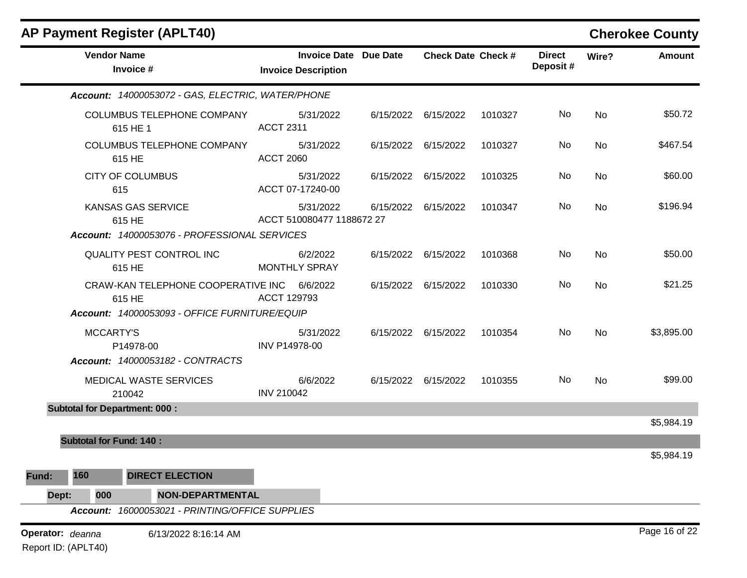# AP Payment Register (APLT40)

**Cherokee County**

| Vendor Name / Invoice # | Invoice Date / Invoice Description | Due Date | Check Date | Check # | Direct Deposit # | Wire? | Amount |
|---|---|---|---|---|---|---|---|
| ***Account: 14000053072 - GAS, ELECTRIC, WATER/PHONE*** | | | | | | | |
| COLUMBUS TELEPHONE COMPANY<br>615 HE 1 | 5/31/2022<br>ACCT 2311 | 6/15/2022 | 6/15/2022 | 1010327 | No | No | $50.72 |
| COLUMBUS TELEPHONE COMPANY<br>615 HE | 5/31/2022<br>ACCT 2060 | 6/15/2022 | 6/15/2022 | 1010327 | No | No | $467.54 |
| CITY OF COLUMBUS<br>615 | 5/31/2022<br>ACCT 07-17240-00 | 6/15/2022 | 6/15/2022 | 1010325 | No | No | $60.00 |
| KANSAS GAS SERVICE<br>615 HE | 5/31/2022<br>ACCT 510080477 1188672 27 | 6/15/2022 | 6/15/2022 | 1010347 | No | No | $196.94 |
| ***Account: 14000053076 - PROFESSIONAL SERVICES*** | | | | | | | |
| QUALITY PEST CONTROL INC<br>615 HE | 6/2/2022<br>MONTHLY SPRAY | 6/15/2022 | 6/15/2022 | 1010368 | No | No | $50.00 |
| CRAW-KAN TELEPHONE COOPERATIVE INC<br>615 HE | 6/6/2022<br>ACCT 129793 | 6/15/2022 | 6/15/2022 | 1010330 | No | No | $21.25 |
| ***Account: 14000053093 - OFFICE FURNITURE/EQUIP*** | | | | | | | |
| MCCARTY'S<br>P14978-00 | 5/31/2022<br>INV P14978-00 | 6/15/2022 | 6/15/2022 | 1010354 | No | No | $3,895.00 |
| ***Account: 14000053182 - CONTRACTS*** | | | | | | | |
| MEDICAL WASTE SERVICES<br>210042 | 6/6/2022<br>INV 210042 | 6/15/2022 | 6/15/2022 | 1010355 | No | No | $99.00 |
| **Subtotal for Department: 000 :** | | | | | | | $5,984.19 |
| **Subtotal for Fund: 140 :** | | | | | | | $5,984.19 |

**Fund: 160 DIRECT ELECTION**

**Dept: 000 NON-DEPARTMENTAL**

***Account: 16000053021 - PRINTING/OFFICE SUPPLIES***

**Operator:** *deanna* 6/13/2022 8:16:14 AM

Report ID: (APLT40)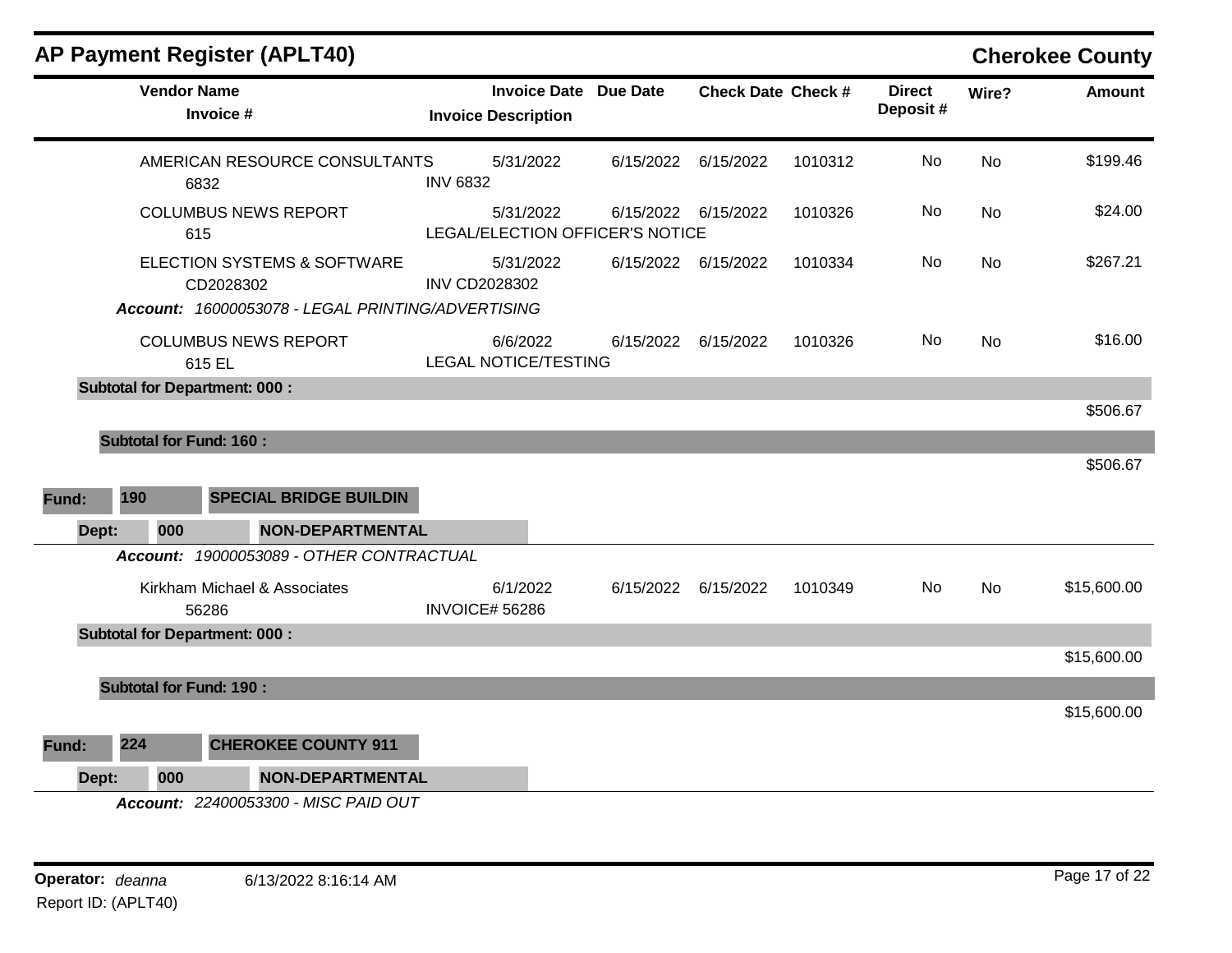## AP Payment Register (APLT40)

**Cherokee County**

| Vendor Name / Invoice # | Invoice Date / Invoice Description | Due Date | Check Date | Check # | Direct Deposit # | Wire? | Amount |
|---|---|---|---|---|---|---|---|
| AMERICAN RESOURCE CONSULTANTS 6832 | 5/31/2022 INV 6832 | 6/15/2022 | 6/15/2022 | 1010312 | No | No | $199.46 |
| COLUMBUS NEWS REPORT 615 | 5/31/2022 LEGAL/ELECTION OFFICER'S NOTICE | 6/15/2022 | 6/15/2022 | 1010326 | No | No | $24.00 |
| ELECTION SYSTEMS & SOFTWARE CD2028302 | 5/31/2022 INV CD2028302 | 6/15/2022 | 6/15/2022 | 1010334 | No | No | $267.21 |
| ***Account:** 16000053078 - LEGAL PRINTING/ADVERTISING* | | | | | | | |
| COLUMBUS NEWS REPORT 615 EL | 6/6/2022 LEGAL NOTICE/TESTING | 6/15/2022 | 6/15/2022 | 1010326 | No | No | $16.00 |
| **Subtotal for Department: 000 :** | | | | | | | $506.67 |
| **Subtotal for Fund: 160 :** | | | | | | | $506.67 |

**Fund: 190 SPECIAL BRIDGE BUILDIN**

**Dept: 000 NON-DEPARTMENTAL**

| Vendor Name / Invoice # | Invoice Date / Invoice Description | Due Date | Check Date | Check # | Direct Deposit # | Wire? | Amount |
|---|---|---|---|---|---|---|---|
| ***Account:** 19000053089 - OTHER CONTRACTUAL* | | | | | | | |
| Kirkham Michael & Associates 56286 | 6/1/2022 INVOICE# 56286 | 6/15/2022 | 6/15/2022 | 1010349 | No | No | $15,600.00 |
| **Subtotal for Department: 000 :** | | | | | | | $15,600.00 |
| **Subtotal for Fund: 190 :** | | | | | | | $15,600.00 |

**Fund: 224 CHEROKEE COUNTY 911**

**Dept: 000 NON-DEPARTMENTAL**

***Account:** 22400053300 - MISC PAID OUT*

**Operator:** *deanna* 6/13/2022 8:16:14 AM

Report ID: (APLT40)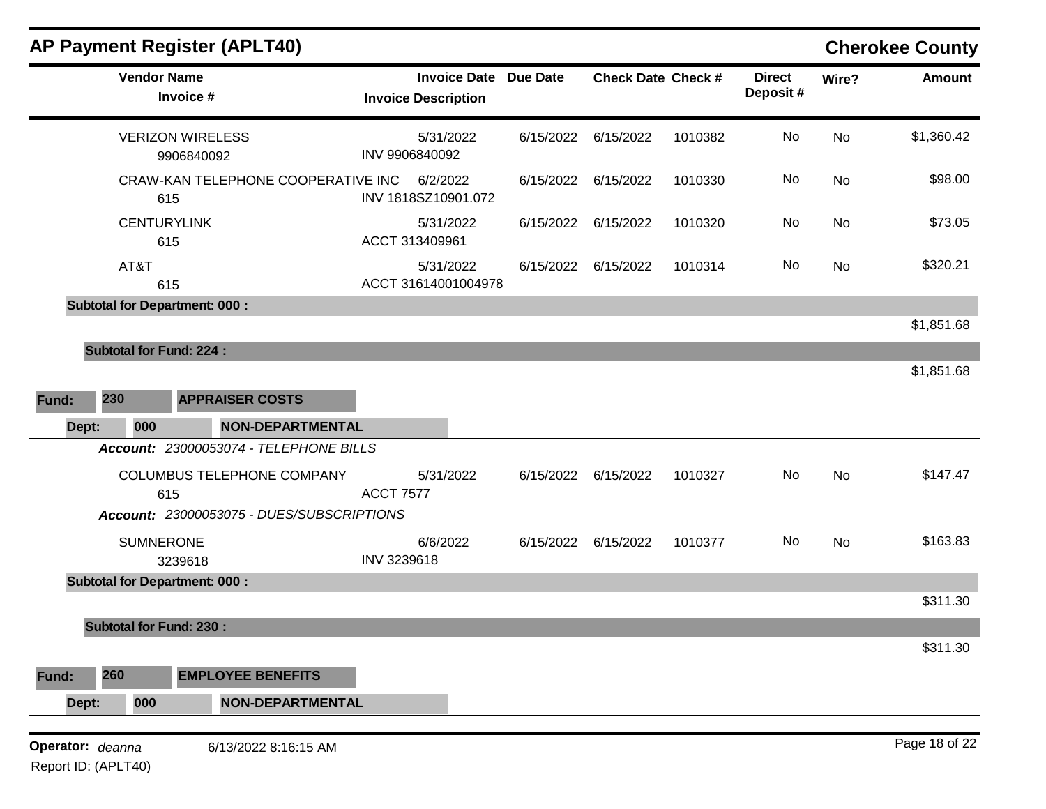# AP Payment Register (APLT40)

**Cherokee County**

| Vendor Name / Invoice # | Invoice Date / Invoice Description | Due Date | Check Date | Check # | Direct Deposit # | Wire? | Amount |
|---|---|---|---|---|---|---|---|
| VERIZON WIRELESS<br>9906840092 | 5/31/2022<br>INV 9906840092 | 6/15/2022 | 6/15/2022 | 1010382 | No | No | $1,360.42 |
| CRAW-KAN TELEPHONE COOPERATIVE INC<br>615 | 6/2/2022<br>INV 1818SZ10901.072 | 6/15/2022 | 6/15/2022 | 1010330 | No | No | $98.00 |
| CENTURYLINK<br>615 | 5/31/2022<br>ACCT 313409961 | 6/15/2022 | 6/15/2022 | 1010320 | No | No | $73.05 |
| AT&T<br>615 | 5/31/2022<br>ACCT 31614001004978 | 6/15/2022 | 6/15/2022 | 1010314 | No | No | $320.21 |
| **Subtotal for Department: 000 :** | | | | | | | $1,851.68 |
| **Subtotal for Fund: 224 :** | | | | | | | $1,851.68 |

**Fund: 230 APPRAISER COSTS**

**Dept: 000 NON-DEPARTMENTAL**

***Account:*** *23000053074 - TELEPHONE BILLS*

| Vendor Name / Invoice # | Invoice Date / Invoice Description | Due Date | Check Date | Check # | Direct Deposit # | Wire? | Amount |
|---|---|---|---|---|---|---|---|
| COLUMBUS TELEPHONE COMPANY<br>615 | 5/31/2022<br>ACCT 7577 | 6/15/2022 | 6/15/2022 | 1010327 | No | No | $147.47 |

***Account:*** *23000053075 - DUES/SUBSCRIPTIONS*

| Vendor Name / Invoice # | Invoice Date / Invoice Description | Due Date | Check Date | Check # | Direct Deposit # | Wire? | Amount |
|---|---|---|---|---|---|---|---|
| SUMNERONE<br>3239618 | 6/6/2022<br>INV 3239618 | 6/15/2022 | 6/15/2022 | 1010377 | No | No | $163.83 |
| **Subtotal for Department: 000 :** | | | | | | | $311.30 |
| **Subtotal for Fund: 230 :** | | | | | | | $311.30 |

**Fund: 260 EMPLOYEE BENEFITS**

**Dept: 000 NON-DEPARTMENTAL**

**Operator:** *deanna* 6/13/2022 8:16:15 AM

Report ID: (APLT40)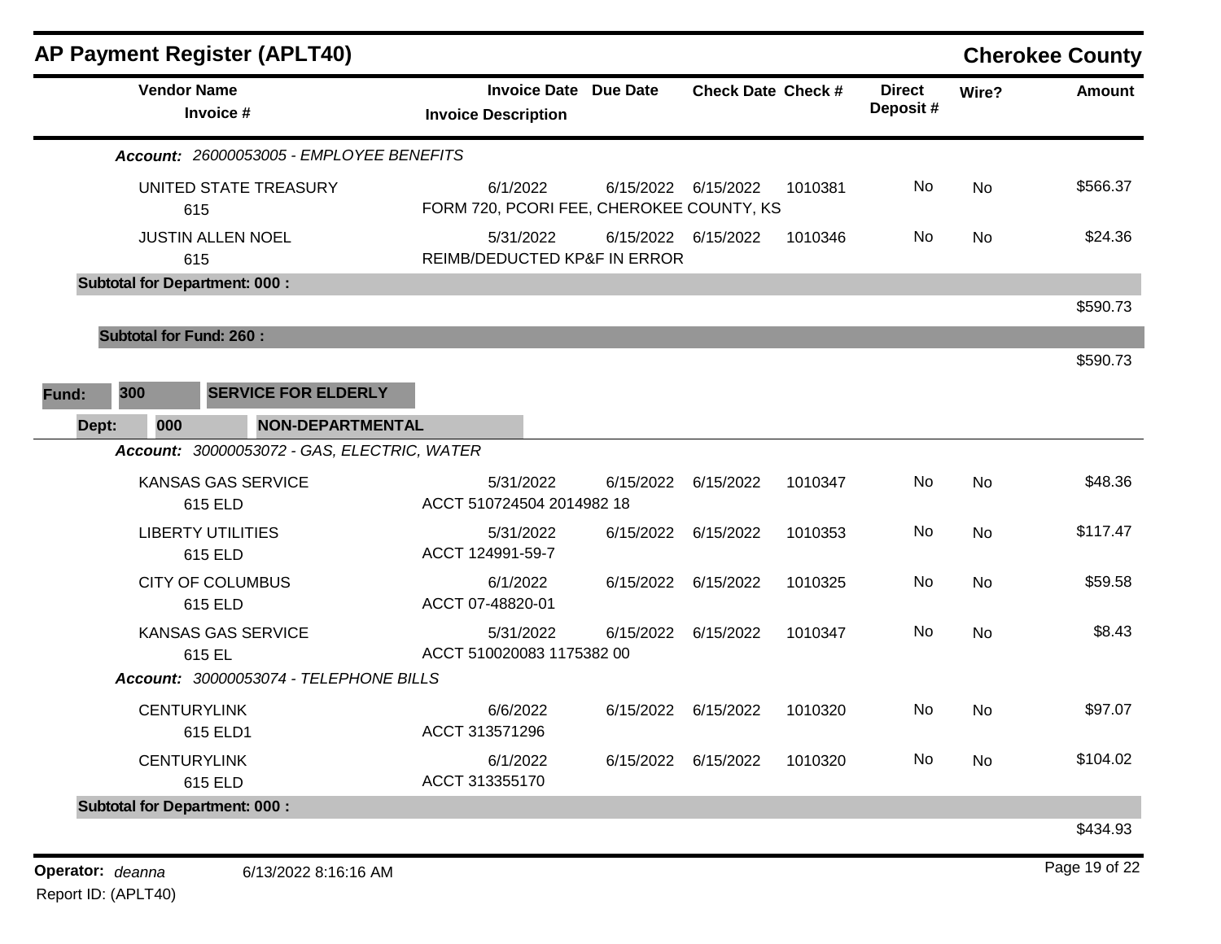## AP Payment Register (APLT40)

**Cherokee County**

| Vendor Name / Invoice # | Invoice Date / Invoice Description | Due Date | Check Date | Check # | Direct Deposit # | Wire? | Amount |
|---|---|---|---|---|---|---|---|
| ***Account:*** *26000053005 - EMPLOYEE BENEFITS* | | | | | | | |
| UNITED STATE TREASURY<br>615 | 6/1/2022<br>FORM 720, PCORI FEE, CHEROKEE COUNTY, KS | 6/15/2022 | 6/15/2022 | 1010381 | No | No | $566.37 |
| JUSTIN ALLEN NOEL<br>615 | 5/31/2022<br>REIMB/DEDUCTED KP&F IN ERROR | 6/15/2022 | 6/15/2022 | 1010346 | No | No | $24.36 |
| **Subtotal for Department: 000 :** | | | | | | | $590.73 |
| **Subtotal for Fund: 260 :** | | | | | | | $590.73 |

**Fund:** 300 **SERVICE FOR ELDERLY**

**Dept:** 000 **NON-DEPARTMENTAL**

| Vendor Name / Invoice # | Invoice Date / Invoice Description | Due Date | Check Date | Check # | Direct Deposit # | Wire? | Amount |
|---|---|---|---|---|---|---|---|
| ***Account:*** *30000053072 - GAS, ELECTRIC, WATER* | | | | | | | |
| KANSAS GAS SERVICE<br>615 ELD | 5/31/2022<br>ACCT 510724504 2014982 18 | 6/15/2022 | 6/15/2022 | 1010347 | No | No | $48.36 |
| LIBERTY UTILITIES<br>615 ELD | 5/31/2022<br>ACCT 124991-59-7 | 6/15/2022 | 6/15/2022 | 1010353 | No | No | $117.47 |
| CITY OF COLUMBUS<br>615 ELD | 6/1/2022<br>ACCT 07-48820-01 | 6/15/2022 | 6/15/2022 | 1010325 | No | No | $59.58 |
| KANSAS GAS SERVICE<br>615 EL | 5/31/2022<br>ACCT 510020083 1175382 00 | 6/15/2022 | 6/15/2022 | 1010347 | No | No | $8.43 |
| ***Account:*** *30000053074 - TELEPHONE BILLS* | | | | | | | |
| CENTURYLINK<br>615 ELD1 | 6/6/2022<br>ACCT 313571296 | 6/15/2022 | 6/15/2022 | 1010320 | No | No | $97.07 |
| CENTURYLINK<br>615 ELD | 6/1/2022<br>ACCT 313355170 | 6/15/2022 | 6/15/2022 | 1010320 | No | No | $104.02 |
| **Subtotal for Department: 000 :** | | | | | | | $434.93 |

**Operator:** *deanna* 6/13/2022 8:16:16 AM

Report ID: (APLT40)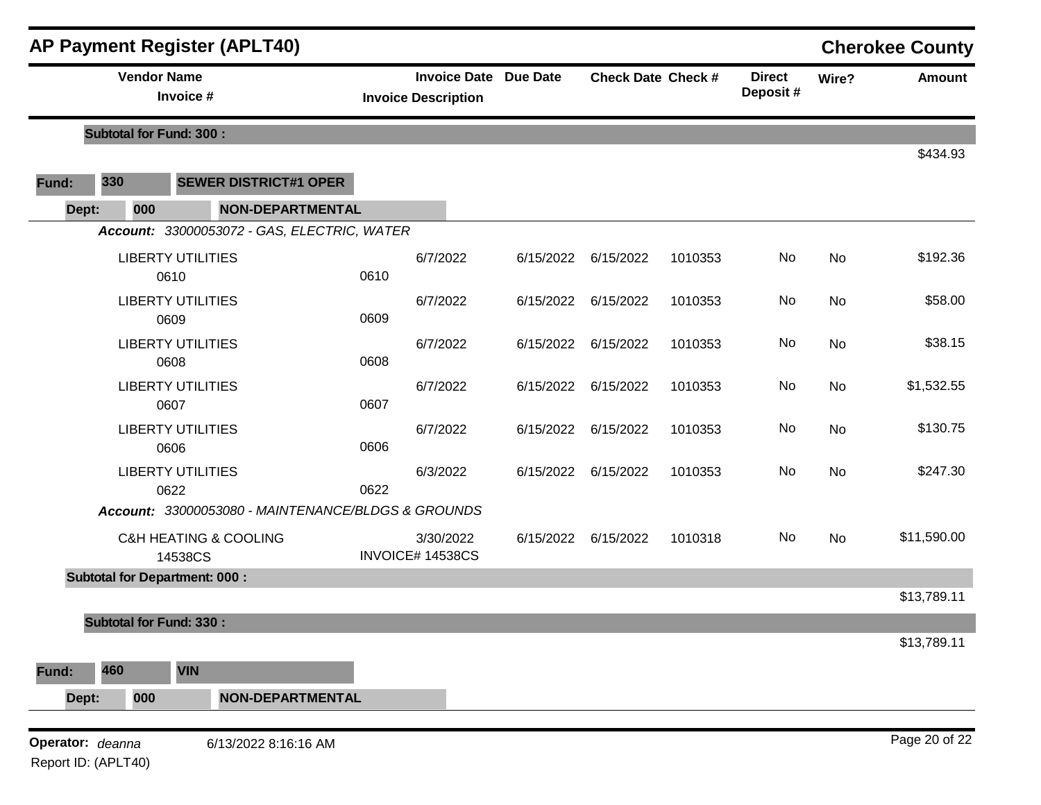## AP Payment Register (APLT40)

**Cherokee County**

| Vendor Name / Invoice # | Invoice Date / Invoice Description | Due Date | Check Date | Check # | Direct Deposit # | Wire? | Amount |
|---|---|---|---|---|---|---|---|
| **Subtotal for Fund: 300 :** | | | | | | | $434.93 |
| **Fund: 330 SEWER DISTRICT#1 OPER** | | | | | | | |
| **Dept: 000 NON-DEPARTMENTAL** | | | | | | | |
| ***Account: 33000053072 - GAS, ELECTRIC, WATER*** | | | | | | | |
| LIBERTY UTILITIES / 0610 | 6/7/2022 / 0610 | 6/15/2022 | 6/15/2022 | 1010353 | No | No | $192.36 |
| LIBERTY UTILITIES / 0609 | 6/7/2022 / 0609 | 6/15/2022 | 6/15/2022 | 1010353 | No | No | $58.00 |
| LIBERTY UTILITIES / 0608 | 6/7/2022 / 0608 | 6/15/2022 | 6/15/2022 | 1010353 | No | No | $38.15 |
| LIBERTY UTILITIES / 0607 | 6/7/2022 / 0607 | 6/15/2022 | 6/15/2022 | 1010353 | No | No | $1,532.55 |
| LIBERTY UTILITIES / 0606 | 6/7/2022 / 0606 | 6/15/2022 | 6/15/2022 | 1010353 | No | No | $130.75 |
| LIBERTY UTILITIES / 0622 | 6/3/2022 / 0622 | 6/15/2022 | 6/15/2022 | 1010353 | No | No | $247.30 |
| ***Account: 33000053080 - MAINTENANCE/BLDGS & GROUNDS*** | | | | | | | |
| C&H HEATING & COOLING / 14538CS | 3/30/2022 / INVOICE# 14538CS | 6/15/2022 | 6/15/2022 | 1010318 | No | No | $11,590.00 |
| **Subtotal for Department: 000 :** | | | | | | | $13,789.11 |
| **Subtotal for Fund: 330 :** | | | | | | | $13,789.11 |
| **Fund: 460 VIN** | | | | | | | |
| **Dept: 000 NON-DEPARTMENTAL** | | | | | | | |

**Operator:** *deanna* 6/13/2022 8:16:16 AM

Report ID: (APLT40)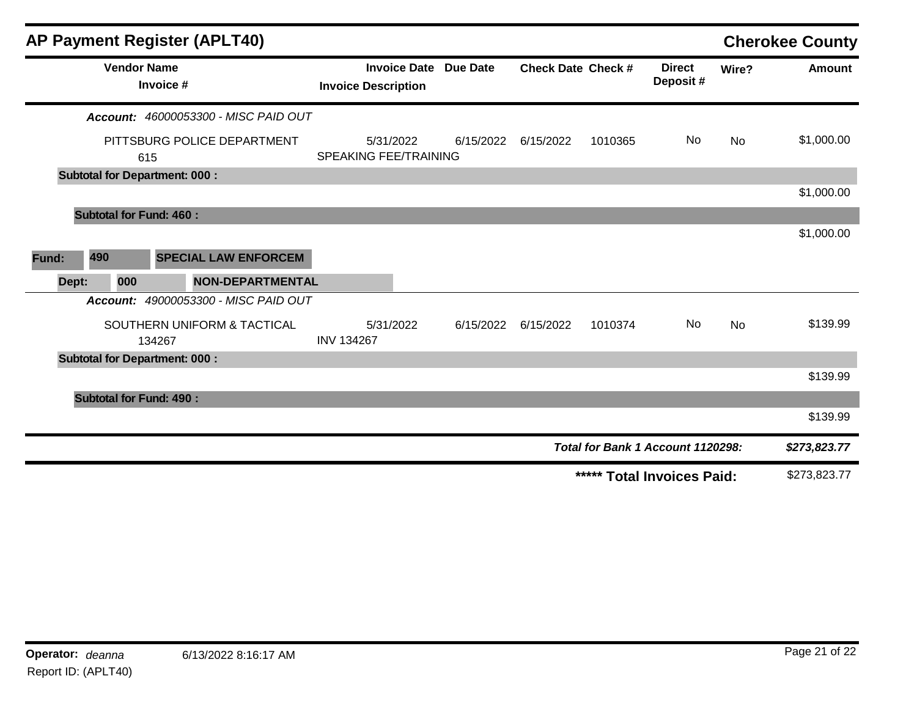# AP Payment Register (APLT40)

**Cherokee County**

| Vendor Name / Invoice # | Invoice Date / Invoice Description | Due Date | Check Date | Check # | Direct Deposit # | Wire? | Amount |
|---|---|---|---|---|---|---|---|
| ***Account:*** *46000053300 - MISC PAID OUT* | | | | | | | |
| PITTSBURG POLICE DEPARTMENT 615 | 5/31/2022 SPEAKING FEE/TRAINING | 6/15/2022 | 6/15/2022 | 1010365 | No | No | $1,000.00 |
| **Subtotal for Department: 000 :** | | | | | | | $1,000.00 |
| **Subtotal for Fund: 460 :** | | | | | | | $1,000.00 |
| **Fund: 490 SPECIAL LAW ENFORCEM** | | | | | | | |
| **Dept: 000 NON-DEPARTMENTAL** | | | | | | | |
| ***Account:*** *49000053300 - MISC PAID OUT* | | | | | | | |
| SOUTHERN UNIFORM & TACTICAL 134267 | 5/31/2022 INV 134267 | 6/15/2022 | 6/15/2022 | 1010374 | No | No | $139.99 |
| **Subtotal for Department: 000 :** | | | | | | | $139.99 |
| **Subtotal for Fund: 490 :** | | | | | | | $139.99 |
| ***Total for Bank 1 Account 1120298:*** | | | | | | | ***$273,823.77*** |
| **\*\*\*\*\* Total Invoices Paid:** | | | | | | | $273,823.77 |

**Operator:** *deanna* 6/13/2022 8:16:17 AM

Report ID: (APLT40)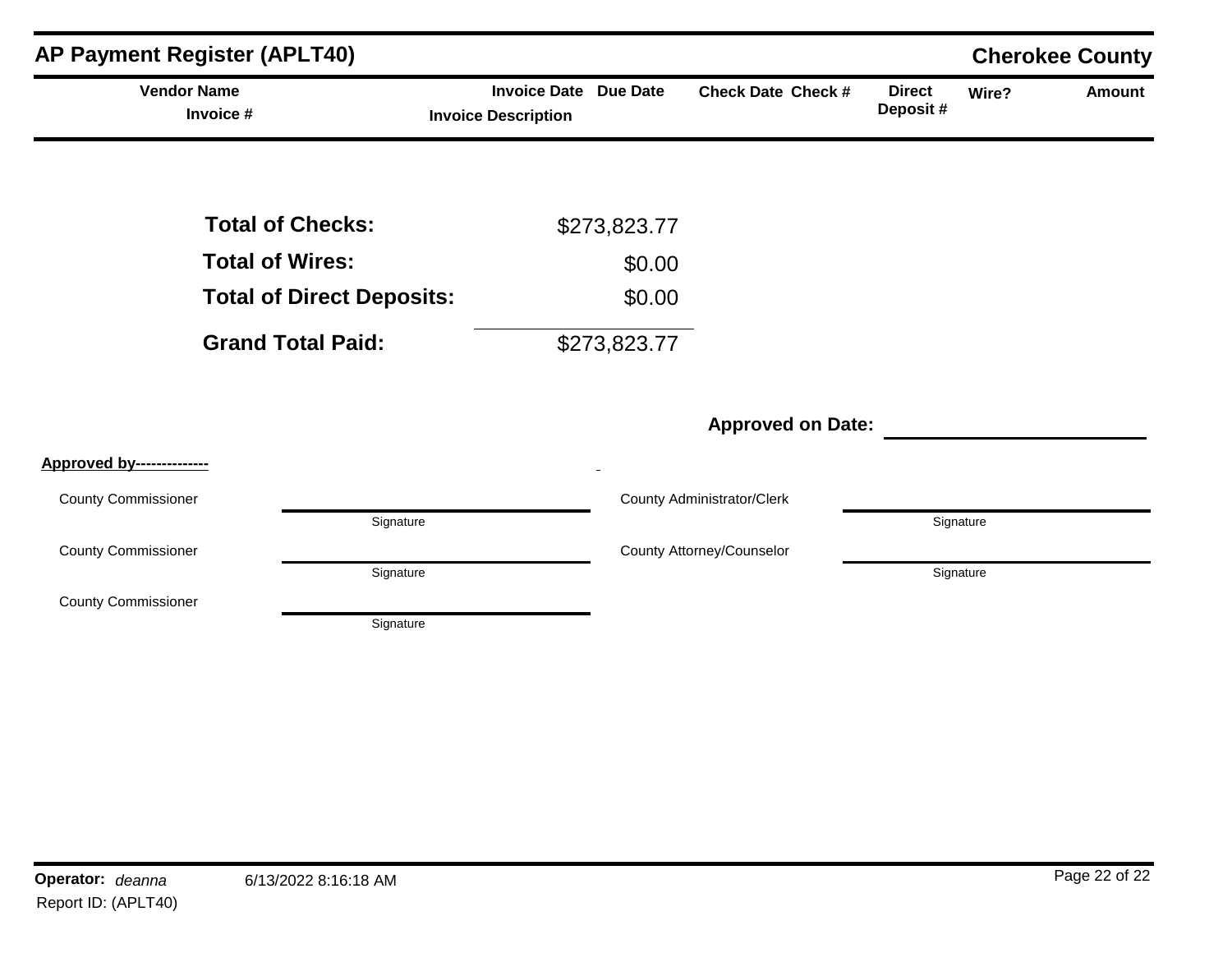## AP Payment Register (APLT40)

**Cherokee County**

| Vendor Name / Invoice # | Invoice Date / Invoice Description | Due Date | Check Date | Check # | Direct Deposit # | Wire? | Amount |
|---|---|---|---|---|---|---|---|

| | |
|---|---|
| **Total of Checks:** | $273,823.77 |
| **Total of Wires:** | $0.00 |
| **Total of Direct Deposits:** | $0.00 |
| **Grand Total Paid:** | $273,823.77 |

**Approved on Date:** ____________________

**Approved by--------------**

County Commissioner ____________________ Signature

County Administrator/Clerk ____________________ Signature

County Commissioner ____________________ Signature

County Attorney/Counselor ____________________ Signature

County Commissioner ____________________ Signature

**Operator:** *deanna* 6/13/2022 8:16:18 AM

Report ID: (APLT40)